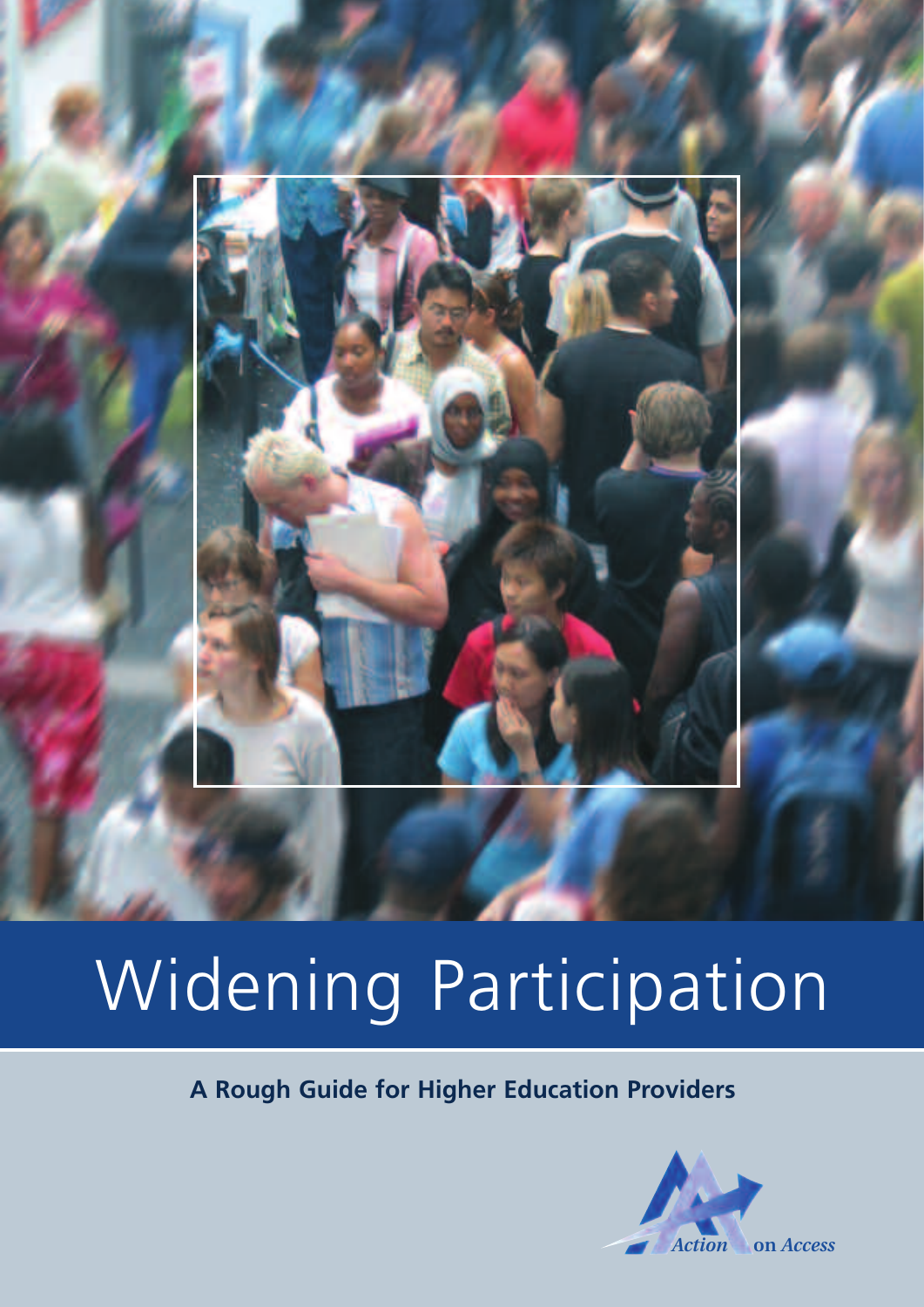# Widening Participation

**A Rough Guide for Higher Education Providers**

Action on Access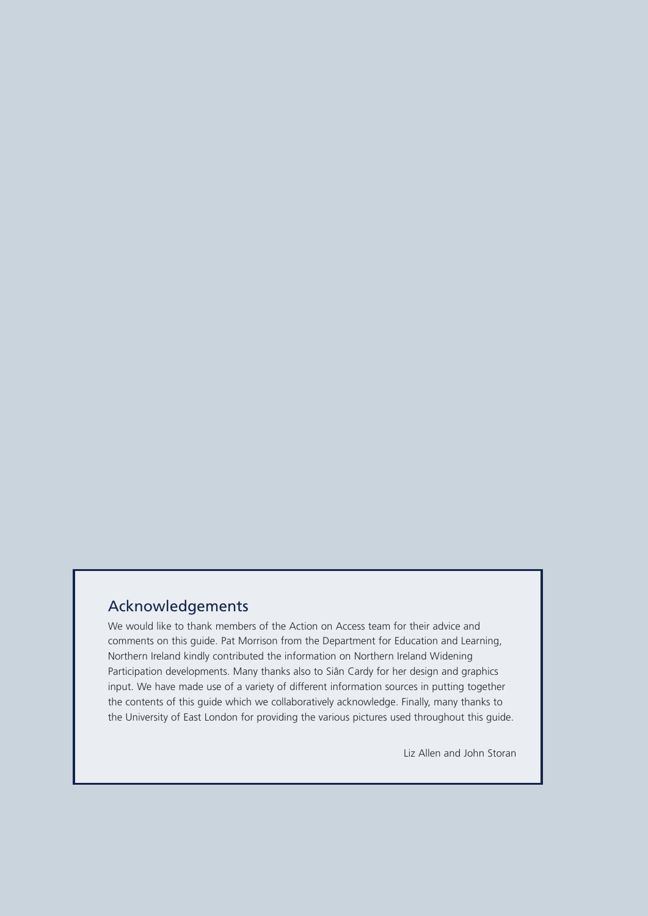## Acknowledgements

We would like to thank members of the Action on Access team for their advice and comments on this guide. Pat Morrison from the Department for Education and Learning, Northern Ireland kindly contributed the information on Northern Ireland Widening Participation developments. Many thanks also to Siân Cardy for her design and graphics input. We have made use of a variety of different information sources in putting together the contents of this guide which we collaboratively acknowledge. Finally, many thanks to the University of East London for providing the various pictures used throughout this guide.

Liz Allen and John Storan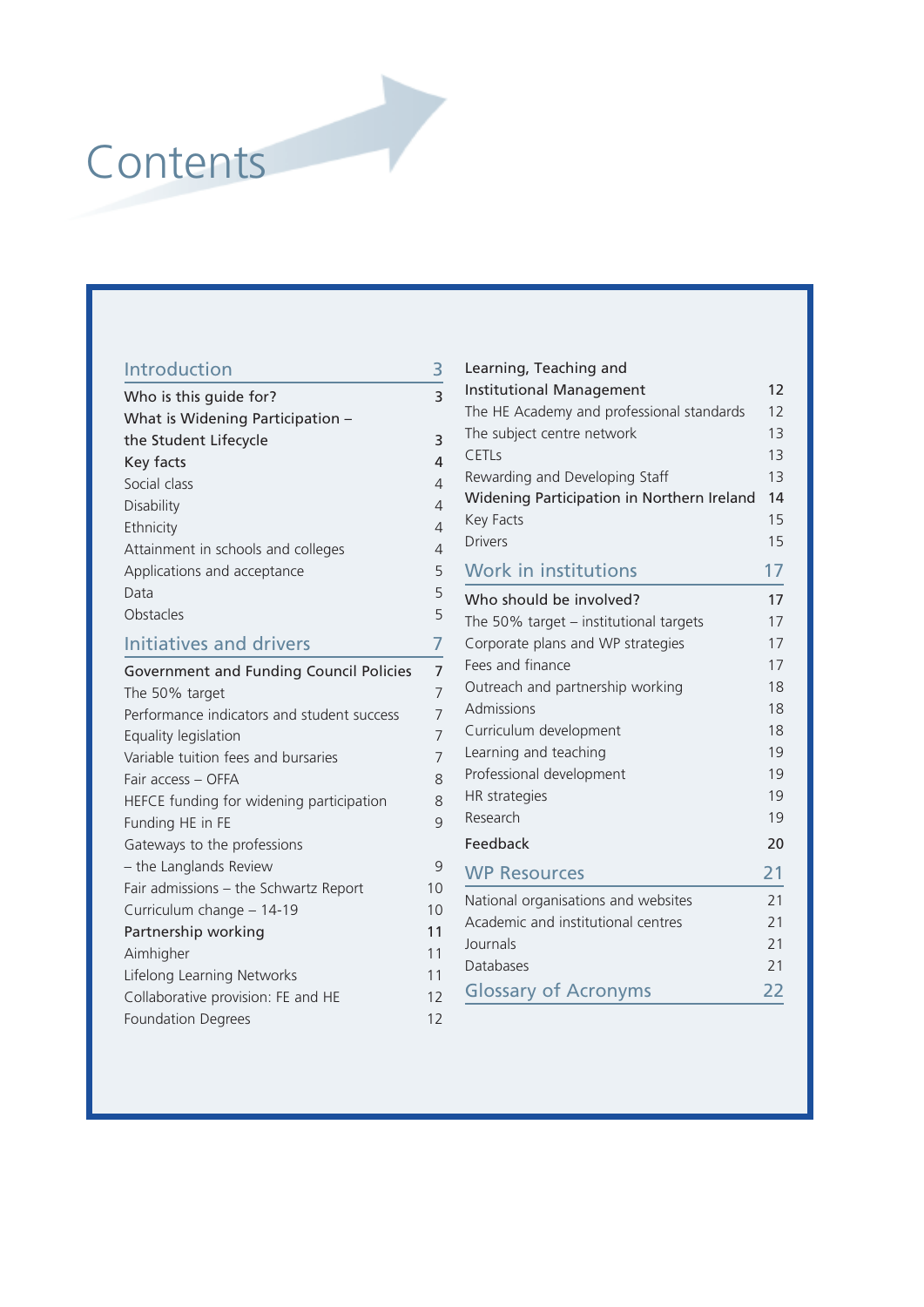# Contents

| Section | Page |
|---|---|
| **Introduction** | **3** |
| Who is this guide for? | 3 |
| What is Widening Participation – the Student Lifecycle | 3 |
| Key facts | 4 |
| Social class | 4 |
| Disability | 4 |
| Ethnicity | 4 |
| Attainment in schools and colleges | 4 |
| Applications and acceptance | 5 |
| Data | 5 |
| Obstacles | 5 |
| **Initiatives and drivers** | **7** |
| Government and Funding Council Policies | 7 |
| The 50% target | 7 |
| Performance indicators and student success | 7 |
| Equality legislation | 7 |
| Variable tuition fees and bursaries | 7 |
| Fair access – OFFA | 8 |
| HEFCE funding for widening participation | 8 |
| Funding HE in FE | 9 |
| Gateways to the professions – the Langlands Review | 9 |
| Fair admissions – the Schwartz Report | 10 |
| Curriculum change – 14-19 | 10 |
| Partnership working | 11 |
| Aimhigher | 11 |
| Lifelong Learning Networks | 11 |
| Collaborative provision: FE and HE | 12 |
| Foundation Degrees | 12 |
| Learning, Teaching and Institutional Management | 12 |
| The HE Academy and professional standards | 12 |
| The subject centre network | 13 |
| CETLs | 13 |
| Rewarding and Developing Staff | 13 |
| Widening Participation in Northern Ireland | 14 |
| Key Facts | 15 |
| Drivers | 15 |
| **Work in institutions** | **17** |
| Who should be involved? | 17 |
| The 50% target – institutional targets | 17 |
| Corporate plans and WP strategies | 17 |
| Fees and finance | 17 |
| Outreach and partnership working | 18 |
| Admissions | 18 |
| Curriculum development | 18 |
| Learning and teaching | 19 |
| Professional development | 19 |
| HR strategies | 19 |
| Research | 19 |
| Feedback | 20 |
| **WP Resources** | **21** |
| National organisations and websites | 21 |
| Academic and institutional centres | 21 |
| Journals | 21 |
| Databases | 21 |
| **Glossary of Acronyms** | **22** |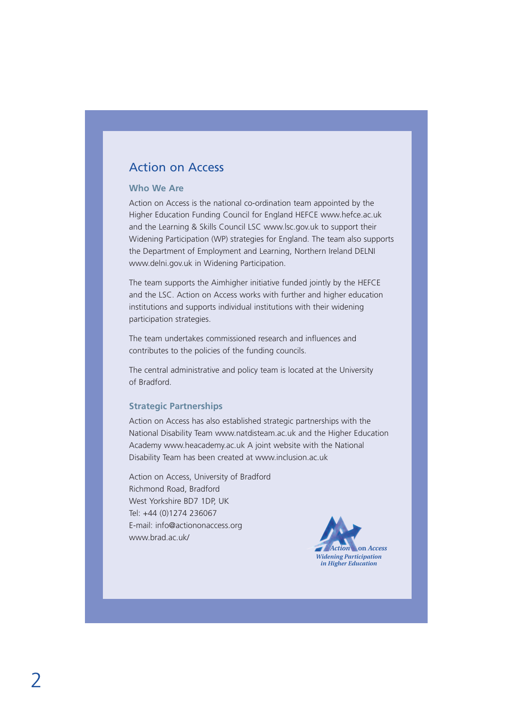# Action on Access

## Who We Are

Action on Access is the national co-ordination team appointed by the Higher Education Funding Council for England HEFCE www.hefce.ac.uk and the Learning & Skills Council LSC www.lsc.gov.uk to support their Widening Participation (WP) strategies for England. The team also supports the Department of Employment and Learning, Northern Ireland DELNI www.delni.gov.uk in Widening Participation.

The team supports the Aimhigher initiative funded jointly by the HEFCE and the LSC. Action on Access works with further and higher education institutions and supports individual institutions with their widening participation strategies.

The team undertakes commissioned research and influences and contributes to the policies of the funding councils.

The central administrative and policy team is located at the University of Bradford.

## Strategic Partnerships

Action on Access has also established strategic partnerships with the National Disability Team www.natdisteam.ac.uk and the Higher Education Academy www.heacademy.ac.uk A joint website with the National Disability Team has been created at www.inclusion.ac.uk

Action on Access, University of Bradford
Richmond Road, Bradford
West Yorkshire BD7 1DP, UK
Tel: +44 (0)1274 236067
E-mail: info@actiononaccess.org
www.brad.ac.uk/

*Action on Access*
*Widening Participation in Higher Education*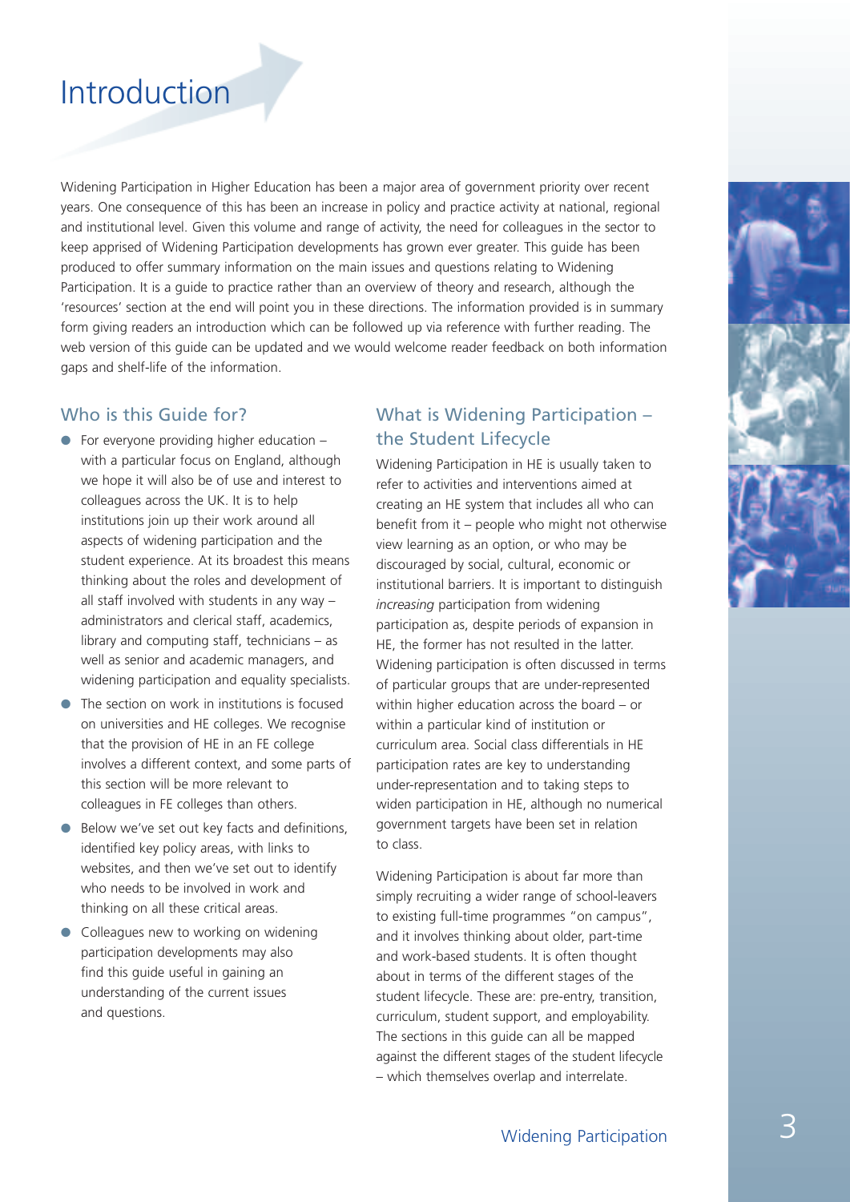# Introduction

Widening Participation in Higher Education has been a major area of government priority over recent years. One consequence of this has been an increase in policy and practice activity at national, regional and institutional level. Given this volume and range of activity, the need for colleagues in the sector to keep apprised of Widening Participation developments has grown ever greater. This guide has been produced to offer summary information on the main issues and questions relating to Widening Participation. It is a guide to practice rather than an overview of theory and research, although the 'resources' section at the end will point you in these directions. The information provided is in summary form giving readers an introduction which can be followed up via reference with further reading. The web version of this guide can be updated and we would welcome reader feedback on both information gaps and shelf-life of the information.

## Who is this Guide for?

- For everyone providing higher education – with a particular focus on England, although we hope it will also be of use and interest to colleagues across the UK. It is to help institutions join up their work around all aspects of widening participation and the student experience. At its broadest this means thinking about the roles and development of all staff involved with students in any way – administrators and clerical staff, academics, library and computing staff, technicians – as well as senior and academic managers, and widening participation and equality specialists.
- The section on work in institutions is focused on universities and HE colleges. We recognise that the provision of HE in an FE college involves a different context, and some parts of this section will be more relevant to colleagues in FE colleges than others.
- Below we've set out key facts and definitions, identified key policy areas, with links to websites, and then we've set out to identify who needs to be involved in work and thinking on all these critical areas.
- Colleagues new to working on widening participation developments may also find this guide useful in gaining an understanding of the current issues and questions.

## What is Widening Participation – the Student Lifecycle

Widening Participation in HE is usually taken to refer to activities and interventions aimed at creating an HE system that includes all who can benefit from it – people who might not otherwise view learning as an option, or who may be discouraged by social, cultural, economic or institutional barriers. It is important to distinguish *increasing* participation from widening participation as, despite periods of expansion in HE, the former has not resulted in the latter. Widening participation is often discussed in terms of particular groups that are under-represented within higher education across the board – or within a particular kind of institution or curriculum area. Social class differentials in HE participation rates are key to understanding under-representation and to taking steps to widen participation in HE, although no numerical government targets have been set in relation to class.

Widening Participation is about far more than simply recruiting a wider range of school-leavers to existing full-time programmes "on campus", and it involves thinking about older, part-time and work-based students. It is often thought about in terms of the different stages of the student lifecycle. These are: pre-entry, transition, curriculum, student support, and employability. The sections in this guide can all be mapped against the different stages of the student lifecycle – which themselves overlap and interrelate.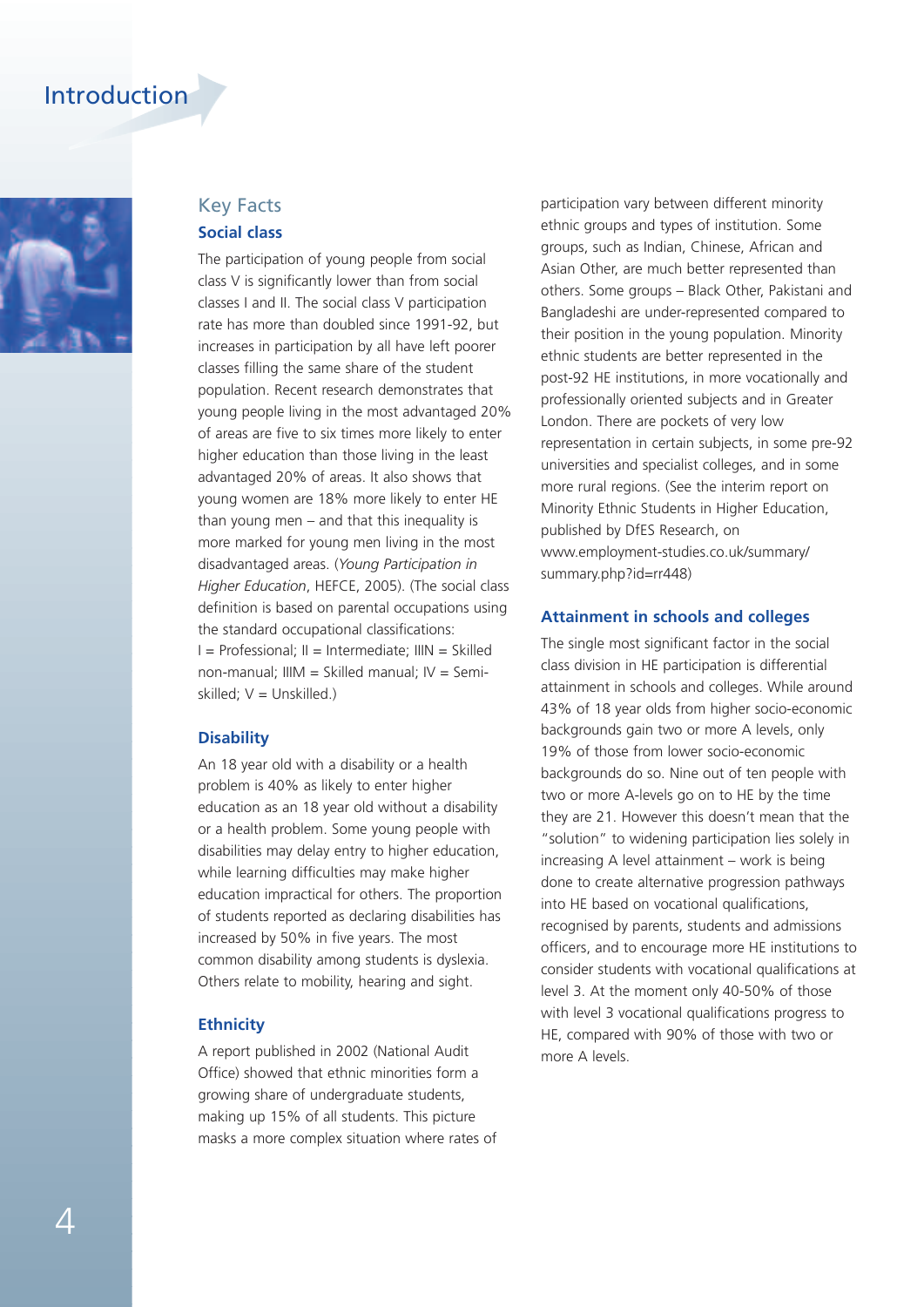# Introduction

## Key Facts

### Social class

The participation of young people from social class V is significantly lower than from social classes I and II. The social class V participation rate has more than doubled since 1991-92, but increases in participation by all have left poorer classes filling the same share of the student population. Recent research demonstrates that young people living in the most advantaged 20% of areas are five to six times more likely to enter higher education than those living in the least advantaged 20% of areas. It also shows that young women are 18% more likely to enter HE than young men – and that this inequality is more marked for young men living in the most disadvantaged areas. (*Young Participation in Higher Education*, HEFCE, 2005). (The social class definition is based on parental occupations using the standard occupational classifications: I = Professional; II = Intermediate; IIIN = Skilled non-manual; IIIM = Skilled manual; IV = Semi-skilled; V = Unskilled.)

### Disability

An 18 year old with a disability or a health problem is 40% as likely to enter higher education as an 18 year old without a disability or a health problem. Some young people with disabilities may delay entry to higher education, while learning difficulties may make higher education impractical for others. The proportion of students reported as declaring disabilities has increased by 50% in five years. The most common disability among students is dyslexia. Others relate to mobility, hearing and sight.

### Ethnicity

A report published in 2002 (National Audit Office) showed that ethnic minorities form a growing share of undergraduate students, making up 15% of all students. This picture masks a more complex situation where rates of participation vary between different minority ethnic groups and types of institution. Some groups, such as Indian, Chinese, African and Asian Other, are much better represented than others. Some groups – Black Other, Pakistani and Bangladeshi are under-represented compared to their position in the young population. Minority ethnic students are better represented in the post-92 HE institutions, in more vocationally and professionally oriented subjects and in Greater London. There are pockets of very low representation in certain subjects, in some pre-92 universities and specialist colleges, and in some more rural regions. (See the interim report on Minority Ethnic Students in Higher Education, published by DfES Research, on www.employment-studies.co.uk/summary/summary.php?id=rr448)

### Attainment in schools and colleges

The single most significant factor in the social class division in HE participation is differential attainment in schools and colleges. While around 43% of 18 year olds from higher socio-economic backgrounds gain two or more A levels, only 19% of those from lower socio-economic backgrounds do so. Nine out of ten people with two or more A-levels go on to HE by the time they are 21. However this doesn't mean that the "solution" to widening participation lies solely in increasing A level attainment – work is being done to create alternative progression pathways into HE based on vocational qualifications, recognised by parents, students and admissions officers, and to encourage more HE institutions to consider students with vocational qualifications at level 3. At the moment only 40-50% of those with level 3 vocational qualifications progress to HE, compared with 90% of those with two or more A levels.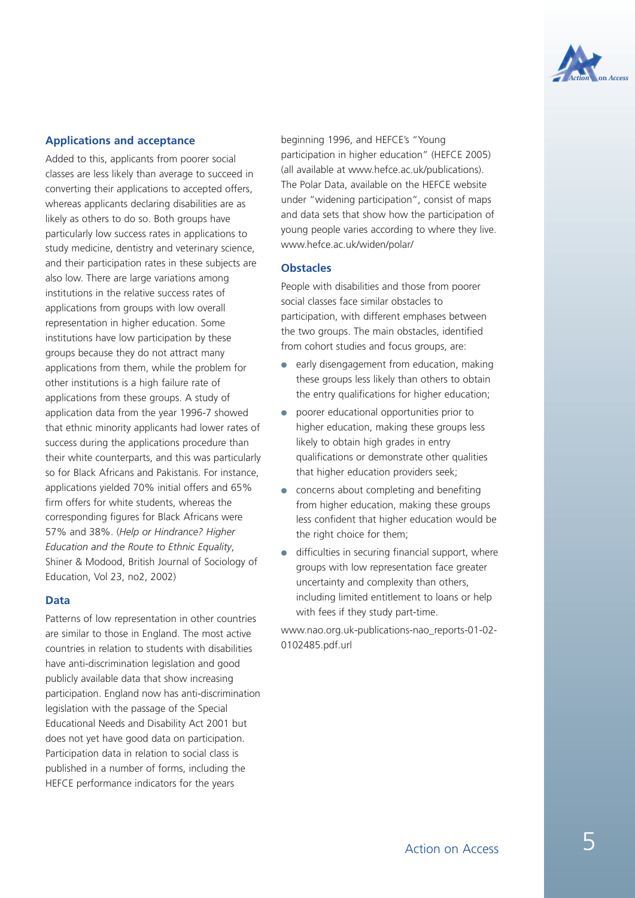### Applications and acceptance

Added to this, applicants from poorer social classes are less likely than average to succeed in converting their applications to accepted offers, whereas applicants declaring disabilities are as likely as others to do so. Both groups have particularly low success rates in applications to study medicine, dentistry and veterinary science, and their participation rates in these subjects are also low. There are large variations among institutions in the relative success rates of applications from groups with low overall representation in higher education. Some institutions have low participation by these groups because they do not attract many applications from them, while the problem for other institutions is a high failure rate of applications from these groups. A study of application data from the year 1996-7 showed that ethnic minority applicants had lower rates of success during the applications procedure than their white counterparts, and this was particularly so for Black Africans and Pakistanis. For instance, applications yielded 70% initial offers and 65% firm offers for white students, whereas the corresponding figures for Black Africans were 57% and 38%. (*Help or Hindrance? Higher Education and the Route to Ethnic Equality*, Shiner & Modood, British Journal of Sociology of Education, Vol 23, no2, 2002)

### Data

Patterns of low representation in other countries are similar to those in England. The most active countries in relation to students with disabilities have anti-discrimination legislation and good publicly available data that show increasing participation. England now has anti-discrimination legislation with the passage of the Special Educational Needs and Disability Act 2001 but does not yet have good data on participation. Participation data in relation to social class is published in a number of forms, including the HEFCE performance indicators for the years beginning 1996, and HEFCE's "Young participation in higher education" (HEFCE 2005) (all available at www.hefce.ac.uk/publications). The Polar Data, available on the HEFCE website under "widening participation", consist of maps and data sets that show how the participation of young people varies according to where they live. www.hefce.ac.uk/widen/polar/

### Obstacles

People with disabilities and those from poorer social classes face similar obstacles to participation, with different emphases between the two groups. The main obstacles, identified from cohort studies and focus groups, are:

- early disengagement from education, making these groups less likely than others to obtain the entry qualifications for higher education;
- poorer educational opportunities prior to higher education, making these groups less likely to obtain high grades in entry qualifications or demonstrate other qualities that higher education providers seek;
- concerns about completing and benefiting from higher education, making these groups less confident that higher education would be the right choice for them;
- difficulties in securing financial support, where groups with low representation face greater uncertainty and complexity than others, including limited entitlement to loans or help with fees if they study part-time.

www.nao.org.uk-publications-nao_reports-01-02-0102485.pdf.url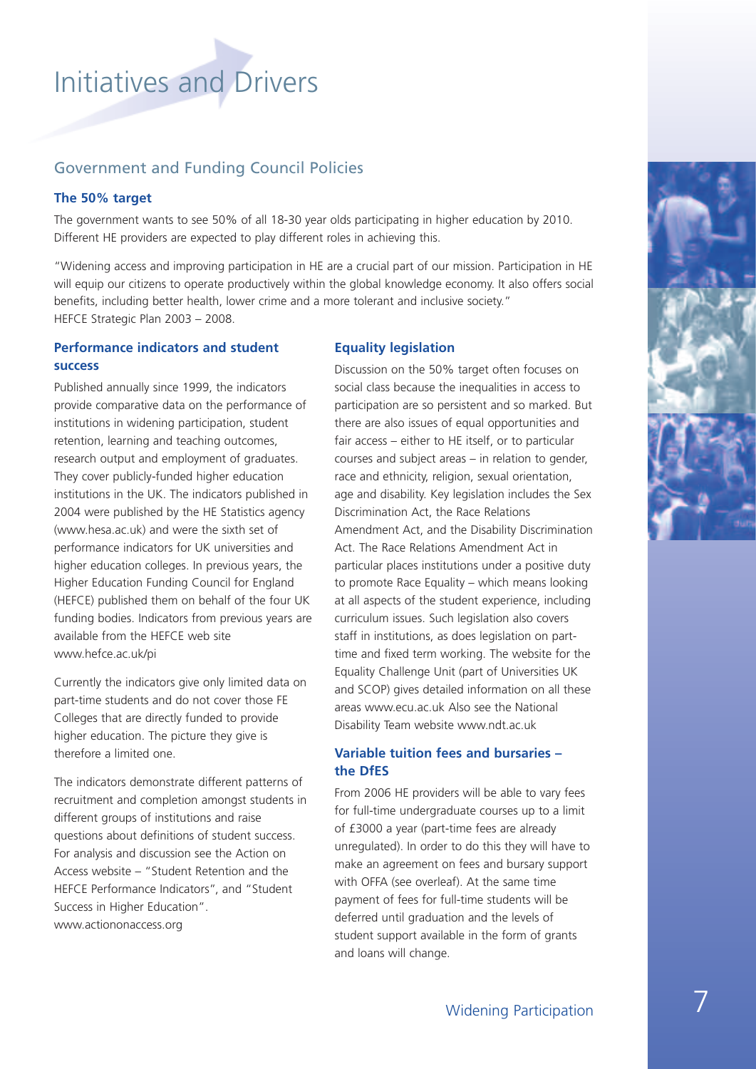# Initiatives and Drivers

## Government and Funding Council Policies

### The 50% target

The government wants to see 50% of all 18-30 year olds participating in higher education by 2010. Different HE providers are expected to play different roles in achieving this.

"Widening access and improving participation in HE are a crucial part of our mission. Participation in HE will equip our citizens to operate productively within the global knowledge economy. It also offers social benefits, including better health, lower crime and a more tolerant and inclusive society."
HEFCE Strategic Plan 2003 – 2008.

### Performance indicators and student success

Published annually since 1999, the indicators provide comparative data on the performance of institutions in widening participation, student retention, learning and teaching outcomes, research output and employment of graduates. They cover publicly-funded higher education institutions in the UK. The indicators published in 2004 were published by the HE Statistics agency (www.hesa.ac.uk) and were the sixth set of performance indicators for UK universities and higher education colleges. In previous years, the Higher Education Funding Council for England (HEFCE) published them on behalf of the four UK funding bodies. Indicators from previous years are available from the HEFCE web site www.hefce.ac.uk/pi

Currently the indicators give only limited data on part-time students and do not cover those FE Colleges that are directly funded to provide higher education. The picture they give is therefore a limited one.

The indicators demonstrate different patterns of recruitment and completion amongst students in different groups of institutions and raise questions about definitions of student success. For analysis and discussion see the Action on Access website – "Student Retention and the HEFCE Performance Indicators", and "Student Success in Higher Education". www.actiononaccess.org

### Equality legislation

Discussion on the 50% target often focuses on social class because the inequalities in access to participation are so persistent and so marked. But there are also issues of equal opportunities and fair access – either to HE itself, or to particular courses and subject areas – in relation to gender, race and ethnicity, religion, sexual orientation, age and disability. Key legislation includes the Sex Discrimination Act, the Race Relations Amendment Act, and the Disability Discrimination Act. The Race Relations Amendment Act in particular places institutions under a positive duty to promote Race Equality – which means looking at all aspects of the student experience, including curriculum issues. Such legislation also covers staff in institutions, as does legislation on part-time and fixed term working. The website for the Equality Challenge Unit (part of Universities UK and SCOP) gives detailed information on all these areas www.ecu.ac.uk Also see the National Disability Team website www.ndt.ac.uk

### Variable tuition fees and bursaries – the DfES

From 2006 HE providers will be able to vary fees for full-time undergraduate courses up to a limit of £3000 a year (part-time fees are already unregulated). In order to do this they will have to make an agreement on fees and bursary support with OFFA (see overleaf). At the same time payment of fees for full-time students will be deferred until graduation and the levels of student support available in the form of grants and loans will change.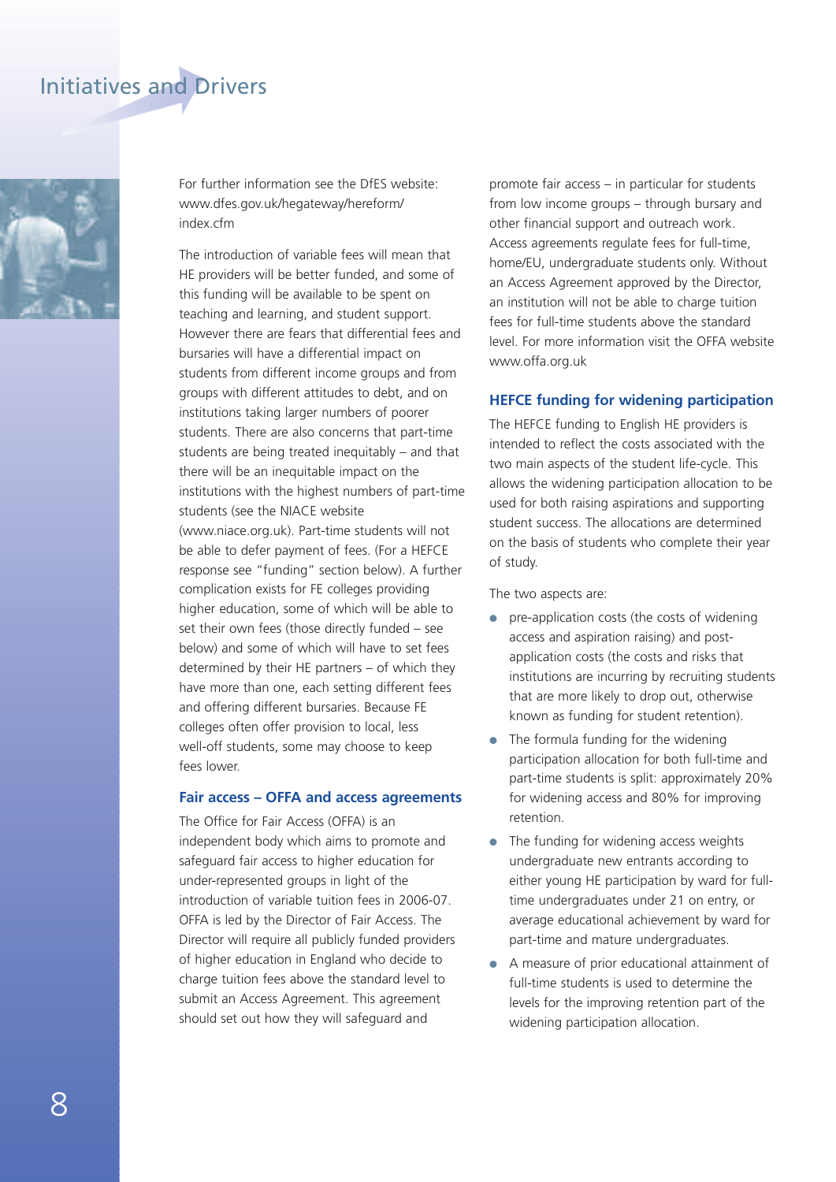For further information see the DfES website: www.dfes.gov.uk/hegateway/hereform/index.cfm

The introduction of variable fees will mean that HE providers will be better funded, and some of this funding will be available to be spent on teaching and learning, and student support. However there are fears that differential fees and bursaries will have a differential impact on students from different income groups and from groups with different attitudes to debt, and on institutions taking larger numbers of poorer students. There are also concerns that part-time students are being treated inequitably – and that there will be an inequitable impact on the institutions with the highest numbers of part-time students (see the NIACE website (www.niace.org.uk). Part-time students will not be able to defer payment of fees. (For a HEFCE response see "funding" section below). A further complication exists for FE colleges providing higher education, some of which will be able to set their own fees (those directly funded – see below) and some of which will have to set fees determined by their HE partners – of which they have more than one, each setting different fees and offering different bursaries. Because FE colleges often offer provision to local, less well-off students, some may choose to keep fees lower.

### Fair access – OFFA and access agreements

The Office for Fair Access (OFFA) is an independent body which aims to promote and safeguard fair access to higher education for under-represented groups in light of the introduction of variable tuition fees in 2006-07. OFFA is led by the Director of Fair Access. The Director will require all publicly funded providers of higher education in England who decide to charge tuition fees above the standard level to submit an Access Agreement. This agreement should set out how they will safeguard and promote fair access – in particular for students from low income groups – through bursary and other financial support and outreach work. Access agreements regulate fees for full-time, home/EU, undergraduate students only. Without an Access Agreement approved by the Director, an institution will not be able to charge tuition fees for full-time students above the standard level. For more information visit the OFFA website www.offa.org.uk

### HEFCE funding for widening participation

The HEFCE funding to English HE providers is intended to reflect the costs associated with the two main aspects of the student life-cycle. This allows the widening participation allocation to be used for both raising aspirations and supporting student success. The allocations are determined on the basis of students who complete their year of study.

The two aspects are:

- pre-application costs (the costs of widening access and aspiration raising) and post-application costs (the costs and risks that institutions are incurring by recruiting students that are more likely to drop out, otherwise known as funding for student retention).
- The formula funding for the widening participation allocation for both full-time and part-time students is split: approximately 20% for widening access and 80% for improving retention.
- The funding for widening access weights undergraduate new entrants according to either young HE participation by ward for full-time undergraduates under 21 on entry, or average educational achievement by ward for part-time and mature undergraduates.
- A measure of prior educational attainment of full-time students is used to determine the levels for the improving retention part of the widening participation allocation.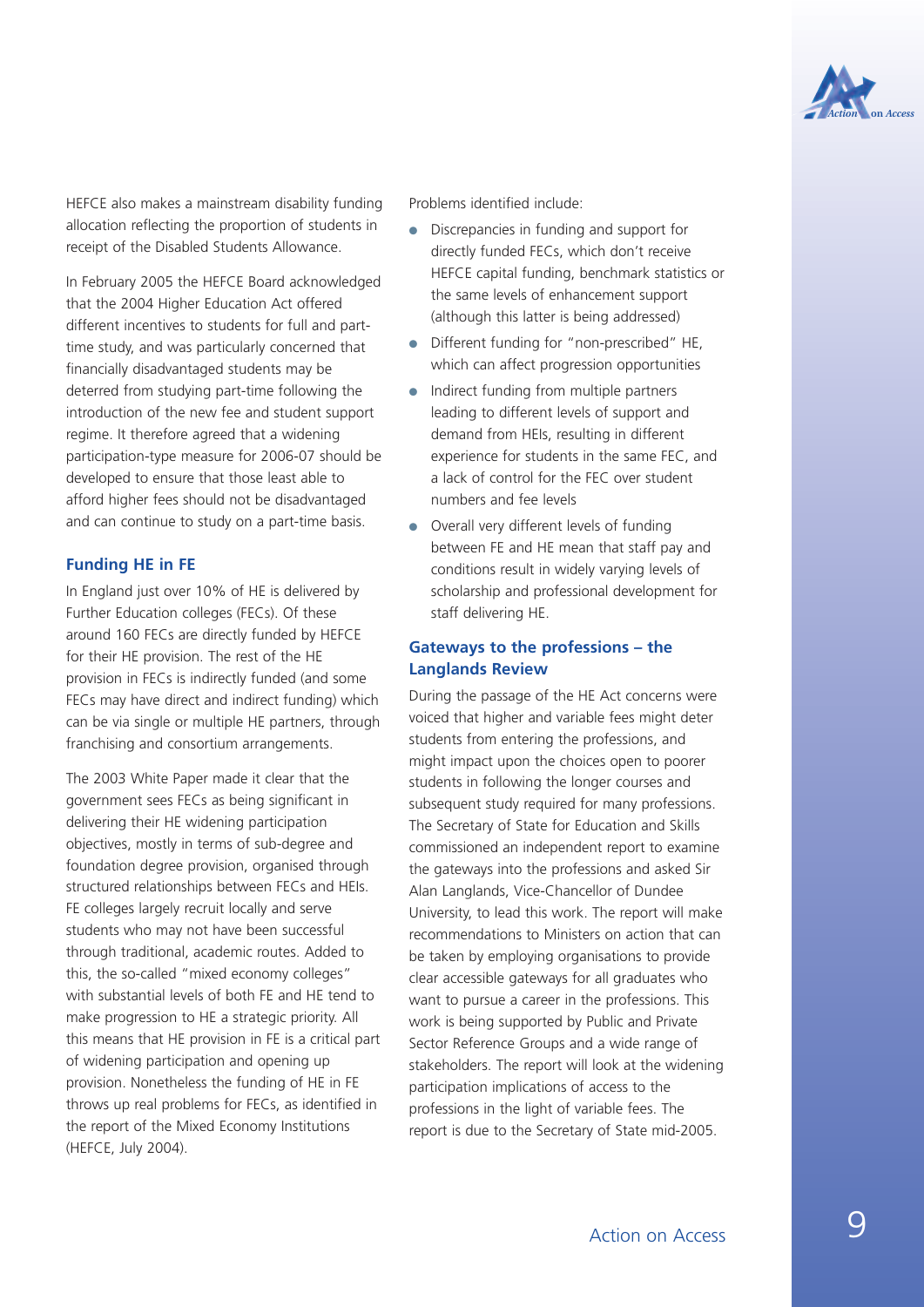HEFCE also makes a mainstream disability funding allocation reflecting the proportion of students in receipt of the Disabled Students Allowance.

In February 2005 the HEFCE Board acknowledged that the 2004 Higher Education Act offered different incentives to students for full and part-time study, and was particularly concerned that financially disadvantaged students may be deterred from studying part-time following the introduction of the new fee and student support regime. It therefore agreed that a widening participation-type measure for 2006-07 should be developed to ensure that those least able to afford higher fees should not be disadvantaged and can continue to study on a part-time basis.

### Funding HE in FE

In England just over 10% of HE is delivered by Further Education colleges (FECs). Of these around 160 FECs are directly funded by HEFCE for their HE provision. The rest of the HE provision in FECs is indirectly funded (and some FECs may have direct and indirect funding) which can be via single or multiple HE partners, through franchising and consortium arrangements.

The 2003 White Paper made it clear that the government sees FECs as being significant in delivering their HE widening participation objectives, mostly in terms of sub-degree and foundation degree provision, organised through structured relationships between FECs and HEIs. FE colleges largely recruit locally and serve students who may not have been successful through traditional, academic routes. Added to this, the so-called "mixed economy colleges" with substantial levels of both FE and HE tend to make progression to HE a strategic priority. All this means that HE provision in FE is a critical part of widening participation and opening up provision. Nonetheless the funding of HE in FE throws up real problems for FECs, as identified in the report of the Mixed Economy Institutions (HEFCE, July 2004).

Problems identified include:

- Discrepancies in funding and support for directly funded FECs, which don't receive HEFCE capital funding, benchmark statistics or the same levels of enhancement support (although this latter is being addressed)
- Different funding for "non-prescribed" HE, which can affect progression opportunities
- Indirect funding from multiple partners leading to different levels of support and demand from HEIs, resulting in different experience for students in the same FEC, and a lack of control for the FEC over student numbers and fee levels
- Overall very different levels of funding between FE and HE mean that staff pay and conditions result in widely varying levels of scholarship and professional development for staff delivering HE.

### Gateways to the professions – the Langlands Review

During the passage of the HE Act concerns were voiced that higher and variable fees might deter students from entering the professions, and might impact upon the choices open to poorer students in following the longer courses and subsequent study required for many professions. The Secretary of State for Education and Skills commissioned an independent report to examine the gateways into the professions and asked Sir Alan Langlands, Vice-Chancellor of Dundee University, to lead this work. The report will make recommendations to Ministers on action that can be taken by employing organisations to provide clear accessible gateways for all graduates who want to pursue a career in the professions. This work is being supported by Public and Private Sector Reference Groups and a wide range of stakeholders. The report will look at the widening participation implications of access to the professions in the light of variable fees. The report is due to the Secretary of State mid-2005.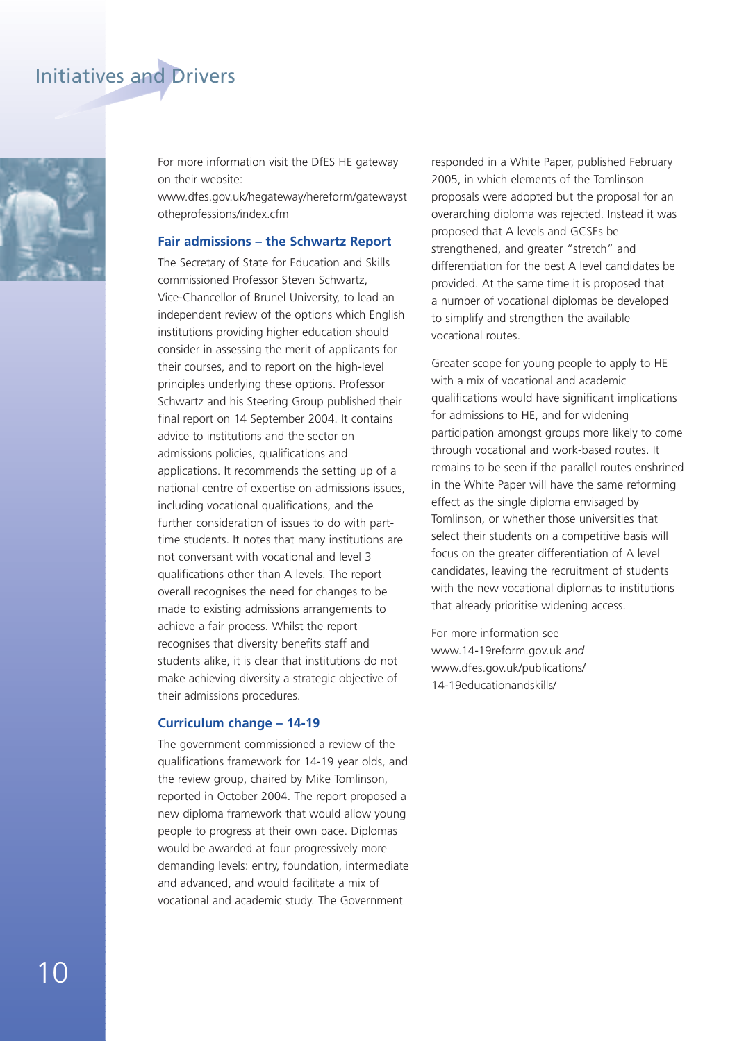For more information visit the DfES HE gateway on their website:
www.dfes.gov.uk/hegateway/hereform/gatewaystotheprofessions/index.cfm

### Fair admissions – the Schwartz Report

The Secretary of State for Education and Skills commissioned Professor Steven Schwartz, Vice-Chancellor of Brunel University, to lead an independent review of the options which English institutions providing higher education should consider in assessing the merit of applicants for their courses, and to report on the high-level principles underlying these options. Professor Schwartz and his Steering Group published their final report on 14 September 2004. It contains advice to institutions and the sector on admissions policies, qualifications and applications. It recommends the setting up of a national centre of expertise on admissions issues, including vocational qualifications, and the further consideration of issues to do with part-time students. It notes that many institutions are not conversant with vocational and level 3 qualifications other than A levels. The report overall recognises the need for changes to be made to existing admissions arrangements to achieve a fair process. Whilst the report recognises that diversity benefits staff and students alike, it is clear that institutions do not make achieving diversity a strategic objective of their admissions procedures.

### Curriculum change – 14-19

The government commissioned a review of the qualifications framework for 14-19 year olds, and the review group, chaired by Mike Tomlinson, reported in October 2004. The report proposed a new diploma framework that would allow young people to progress at their own pace. Diplomas would be awarded at four progressively more demanding levels: entry, foundation, intermediate and advanced, and would facilitate a mix of vocational and academic study. The Government responded in a White Paper, published February 2005, in which elements of the Tomlinson proposals were adopted but the proposal for an overarching diploma was rejected. Instead it was proposed that A levels and GCSEs be strengthened, and greater "stretch" and differentiation for the best A level candidates be provided. At the same time it is proposed that a number of vocational diplomas be developed to simplify and strengthen the available vocational routes.

Greater scope for young people to apply to HE with a mix of vocational and academic qualifications would have significant implications for admissions to HE, and for widening participation amongst groups more likely to come through vocational and work-based routes. It remains to be seen if the parallel routes enshrined in the White Paper will have the same reforming effect as the single diploma envisaged by Tomlinson, or whether those universities that select their students on a competitive basis will focus on the greater differentiation of A level candidates, leaving the recruitment of students with the new vocational diplomas to institutions that already prioritise widening access.

For more information see
www.14-19reform.gov.uk *and*
www.dfes.gov.uk/publications/14-19educationandskills/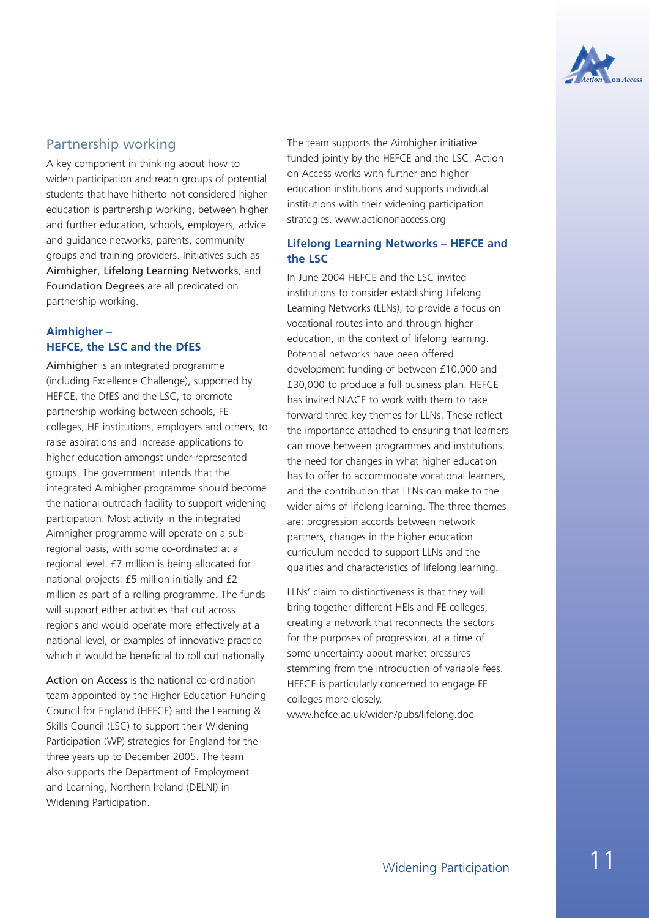## Partnership working

A key component in thinking about how to widen participation and reach groups of potential students that have hitherto not considered higher education is partnership working, between higher and further education, schools, employers, advice and guidance networks, parents, community groups and training providers. Initiatives such as Aimhigher, Lifelong Learning Networks, and Foundation Degrees are all predicated on partnership working.

### Aimhigher – HEFCE, the LSC and the DfES

Aimhigher is an integrated programme (including Excellence Challenge), supported by HEFCE, the DfES and the LSC, to promote partnership working between schools, FE colleges, HE institutions, employers and others, to raise aspirations and increase applications to higher education amongst under-represented groups. The government intends that the integrated Aimhigher programme should become the national outreach facility to support widening participation. Most activity in the integrated Aimhigher programme will operate on a sub-regional basis, with some co-ordinated at a regional level. £7 million is being allocated for national projects: £5 million initially and £2 million as part of a rolling programme. The funds will support either activities that cut across regions and would operate more effectively at a national level, or examples of innovative practice which it would be beneficial to roll out nationally.

Action on Access is the national co-ordination team appointed by the Higher Education Funding Council for England (HEFCE) and the Learning & Skills Council (LSC) to support their Widening Participation (WP) strategies for England for the three years up to December 2005. The team also supports the Department of Employment and Learning, Northern Ireland (DELNI) in Widening Participation.

The team supports the Aimhigher initiative funded jointly by the HEFCE and the LSC. Action on Access works with further and higher education institutions and supports individual institutions with their widening participation strategies. www.actiononaccess.org

### Lifelong Learning Networks – HEFCE and the LSC

In June 2004 HEFCE and the LSC invited institutions to consider establishing Lifelong Learning Networks (LLNs), to provide a focus on vocational routes into and through higher education, in the context of lifelong learning. Potential networks have been offered development funding of between £10,000 and £30,000 to produce a full business plan. HEFCE has invited NIACE to work with them to take forward three key themes for LLNs. These reflect the importance attached to ensuring that learners can move between programmes and institutions, the need for changes in what higher education has to offer to accommodate vocational learners, and the contribution that LLNs can make to the wider aims of lifelong learning. The three themes are: progression accords between network partners, changes in the higher education curriculum needed to support LLNs and the qualities and characteristics of lifelong learning.

LLNs' claim to distinctiveness is that they will bring together different HEIs and FE colleges, creating a network that reconnects the sectors for the purposes of progression, at a time of some uncertainty about market pressures stemming from the introduction of variable fees. HEFCE is particularly concerned to engage FE colleges more closely.
www.hefce.ac.uk/widen/pubs/lifelong.doc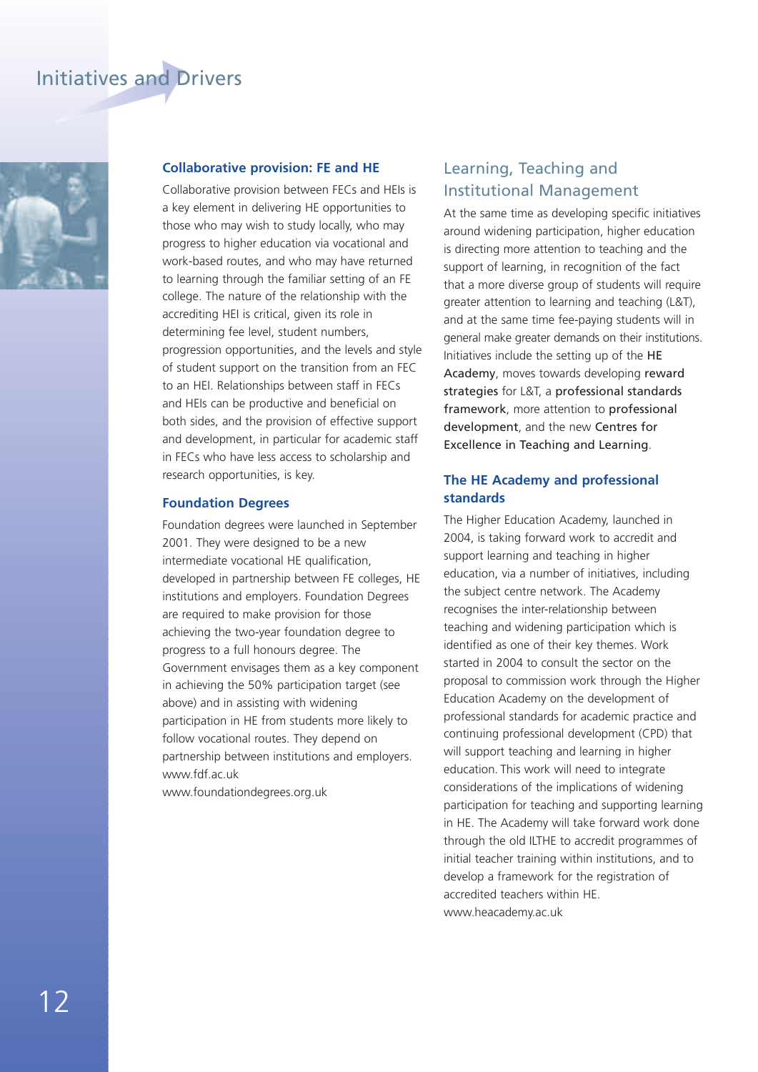## Collaborative provision: FE and HE

Collaborative provision between FECs and HEIs is a key element in delivering HE opportunities to those who may wish to study locally, who may progress to higher education via vocational and work-based routes, and who may have returned to learning through the familiar setting of an FE college. The nature of the relationship with the accrediting HEI is critical, given its role in determining fee level, student numbers, progression opportunities, and the levels and style of student support on the transition from an FEC to an HEI. Relationships between staff in FECs and HEIs can be productive and beneficial on both sides, and the provision of effective support and development, in particular for academic staff in FECs who have less access to scholarship and research opportunities, is key.

## Foundation Degrees

Foundation degrees were launched in September 2001. They were designed to be a new intermediate vocational HE qualification, developed in partnership between FE colleges, HE institutions and employers. Foundation Degrees are required to make provision for those achieving the two-year foundation degree to progress to a full honours degree. The Government envisages them as a key component in achieving the 50% participation target (see above) and in assisting with widening participation in HE from students more likely to follow vocational routes. They depend on partnership between institutions and employers.
www.fdf.ac.uk
www.foundationdegrees.org.uk

# Learning, Teaching and Institutional Management

At the same time as developing specific initiatives around widening participation, higher education is directing more attention to teaching and the support of learning, in recognition of the fact that a more diverse group of students will require greater attention to learning and teaching (L&T), and at the same time fee-paying students will in general make greater demands on their institutions. Initiatives include the setting up of the HE Academy, moves towards developing reward strategies for L&T, a professional standards framework, more attention to professional development, and the new Centres for Excellence in Teaching and Learning.

## The HE Academy and professional standards

The Higher Education Academy, launched in 2004, is taking forward work to accredit and support learning and teaching in higher education, via a number of initiatives, including the subject centre network. The Academy recognises the inter-relationship between teaching and widening participation which is identified as one of their key themes. Work started in 2004 to consult the sector on the proposal to commission work through the Higher Education Academy on the development of professional standards for academic practice and continuing professional development (CPD) that will support teaching and learning in higher education. This work will need to integrate considerations of the implications of widening participation for teaching and supporting learning in HE. The Academy will take forward work done through the old ILTHE to accredit programmes of initial teacher training within institutions, and to develop a framework for the registration of accredited teachers within HE.
www.heacademy.ac.uk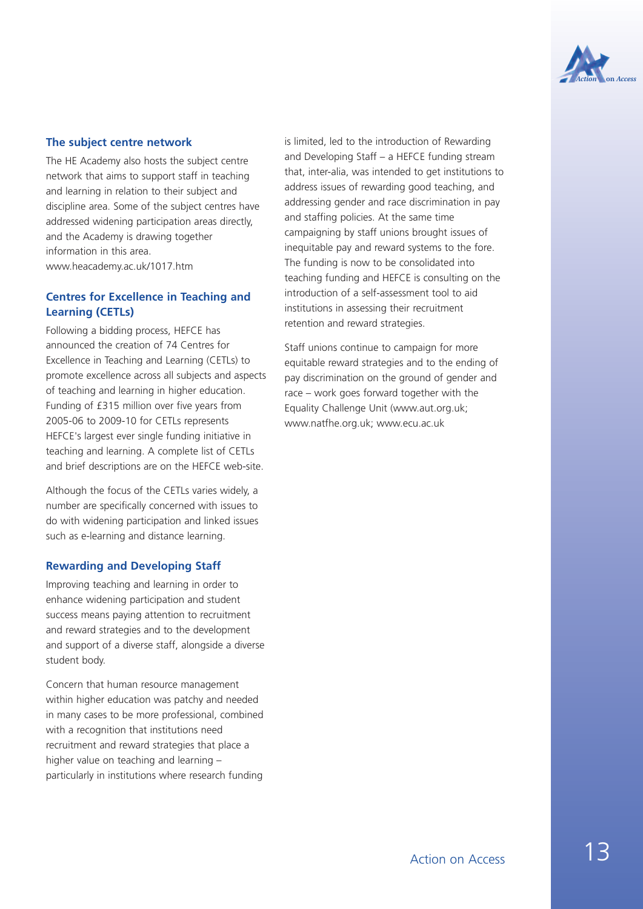### The subject centre network

The HE Academy also hosts the subject centre network that aims to support staff in teaching and learning in relation to their subject and discipline area. Some of the subject centres have addressed widening participation areas directly, and the Academy is drawing together information in this area. www.heacademy.ac.uk/1017.htm

### Centres for Excellence in Teaching and Learning (CETLs)

Following a bidding process, HEFCE has announced the creation of 74 Centres for Excellence in Teaching and Learning (CETLs) to promote excellence across all subjects and aspects of teaching and learning in higher education. Funding of £315 million over five years from 2005-06 to 2009-10 for CETLs represents HEFCE's largest ever single funding initiative in teaching and learning. A complete list of CETLs and brief descriptions are on the HEFCE web-site.

Although the focus of the CETLs varies widely, a number are specifically concerned with issues to do with widening participation and linked issues such as e-learning and distance learning.

### Rewarding and Developing Staff

Improving teaching and learning in order to enhance widening participation and student success means paying attention to recruitment and reward strategies and to the development and support of a diverse staff, alongside a diverse student body.

Concern that human resource management within higher education was patchy and needed in many cases to be more professional, combined with a recognition that institutions need recruitment and reward strategies that place a higher value on teaching and learning – particularly in institutions where research funding is limited, led to the introduction of Rewarding and Developing Staff – a HEFCE funding stream that, inter-alia, was intended to get institutions to address issues of rewarding good teaching, and addressing gender and race discrimination in pay and staffing policies. At the same time campaigning by staff unions brought issues of inequitable pay and reward systems to the fore. The funding is now to be consolidated into teaching funding and HEFCE is consulting on the introduction of a self-assessment tool to aid institutions in assessing their recruitment retention and reward strategies.

Staff unions continue to campaign for more equitable reward strategies and to the ending of pay discrimination on the ground of gender and race – work goes forward together with the Equality Challenge Unit (www.aut.org.uk; www.natfhe.org.uk; www.ecu.ac.uk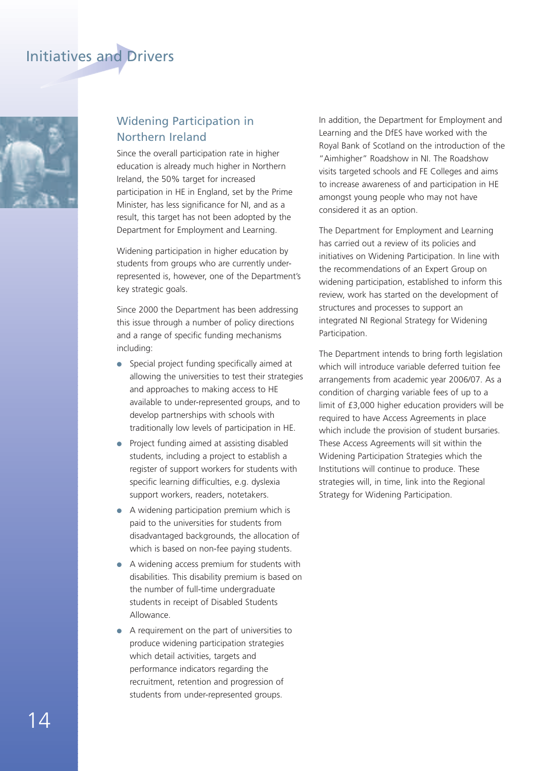# Initiatives and Drivers

## Widening Participation in Northern Ireland

Since the overall participation rate in higher education is already much higher in Northern Ireland, the 50% target for increased participation in HE in England, set by the Prime Minister, has less significance for NI, and as a result, this target has not been adopted by the Department for Employment and Learning.

Widening participation in higher education by students from groups who are currently under-represented is, however, one of the Department's key strategic goals.

Since 2000 the Department has been addressing this issue through a number of policy directions and a range of specific funding mechanisms including:

- Special project funding specifically aimed at allowing the universities to test their strategies and approaches to making access to HE available to under-represented groups, and to develop partnerships with schools with traditionally low levels of participation in HE.
- Project funding aimed at assisting disabled students, including a project to establish a register of support workers for students with specific learning difficulties, e.g. dyslexia support workers, readers, notetakers.
- A widening participation premium which is paid to the universities for students from disadvantaged backgrounds, the allocation of which is based on non-fee paying students.
- A widening access premium for students with disabilities. This disability premium is based on the number of full-time undergraduate students in receipt of Disabled Students Allowance.
- A requirement on the part of universities to produce widening participation strategies which detail activities, targets and performance indicators regarding the recruitment, retention and progression of students from under-represented groups.

In addition, the Department for Employment and Learning and the DfES have worked with the Royal Bank of Scotland on the introduction of the "Aimhigher" Roadshow in NI. The Roadshow visits targeted schools and FE Colleges and aims to increase awareness of and participation in HE amongst young people who may not have considered it as an option.

The Department for Employment and Learning has carried out a review of its policies and initiatives on Widening Participation. In line with the recommendations of an Expert Group on widening participation, established to inform this review, work has started on the development of structures and processes to support an integrated NI Regional Strategy for Widening Participation.

The Department intends to bring forth legislation which will introduce variable deferred tuition fee arrangements from academic year 2006/07. As a condition of charging variable fees of up to a limit of £3,000 higher education providers will be required to have Access Agreements in place which include the provision of student bursaries. These Access Agreements will sit within the Widening Participation Strategies which the Institutions will continue to produce. These strategies will, in time, link into the Regional Strategy for Widening Participation.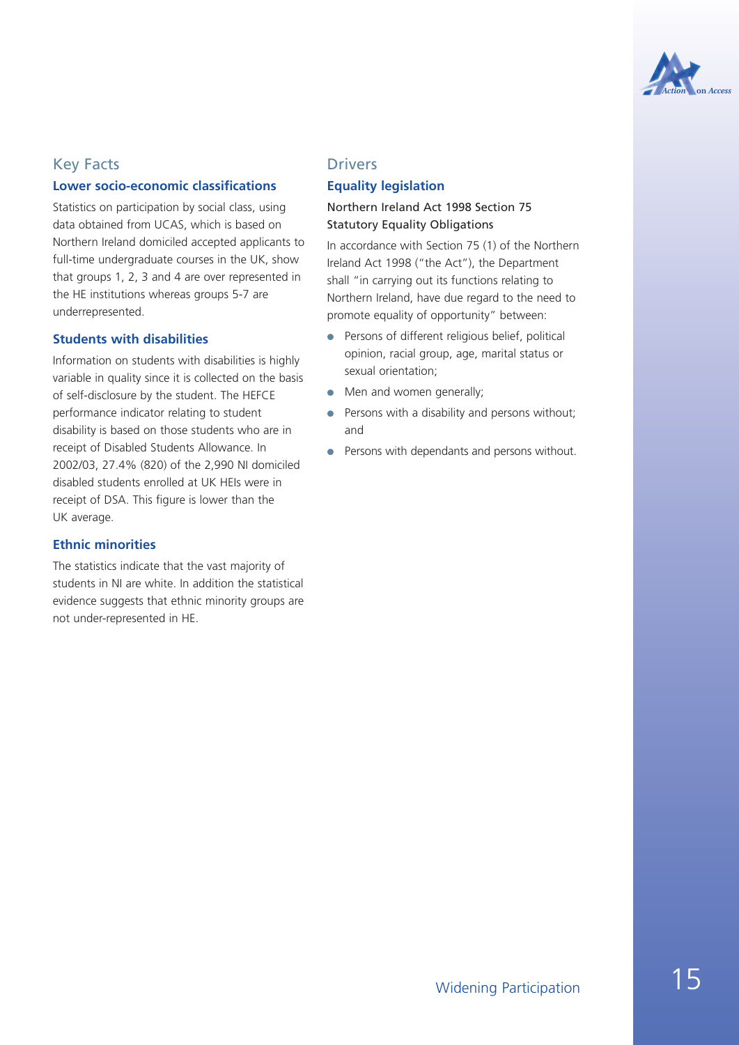## Key Facts

### Lower socio-economic classifications

Statistics on participation by social class, using data obtained from UCAS, which is based on Northern Ireland domiciled accepted applicants to full-time undergraduate courses in the UK, show that groups 1, 2, 3 and 4 are over represented in the HE institutions whereas groups 5-7 are underrepresented.

### Students with disabilities

Information on students with disabilities is highly variable in quality since it is collected on the basis of self-disclosure by the student. The HEFCE performance indicator relating to student disability is based on those students who are in receipt of Disabled Students Allowance. In 2002/03, 27.4% (820) of the 2,990 NI domiciled disabled students enrolled at UK HEIs were in receipt of DSA. This figure is lower than the UK average.

### Ethnic minorities

The statistics indicate that the vast majority of students in NI are white. In addition the statistical evidence suggests that ethnic minority groups are not under-represented in HE.

## Drivers

### Equality legislation

Northern Ireland Act 1998 Section 75 Statutory Equality Obligations

In accordance with Section 75 (1) of the Northern Ireland Act 1998 ("the Act"), the Department shall "in carrying out its functions relating to Northern Ireland, have due regard to the need to promote equality of opportunity" between:

- Persons of different religious belief, political opinion, racial group, age, marital status or sexual orientation;
- Men and women generally;
- Persons with a disability and persons without; and
- Persons with dependants and persons without.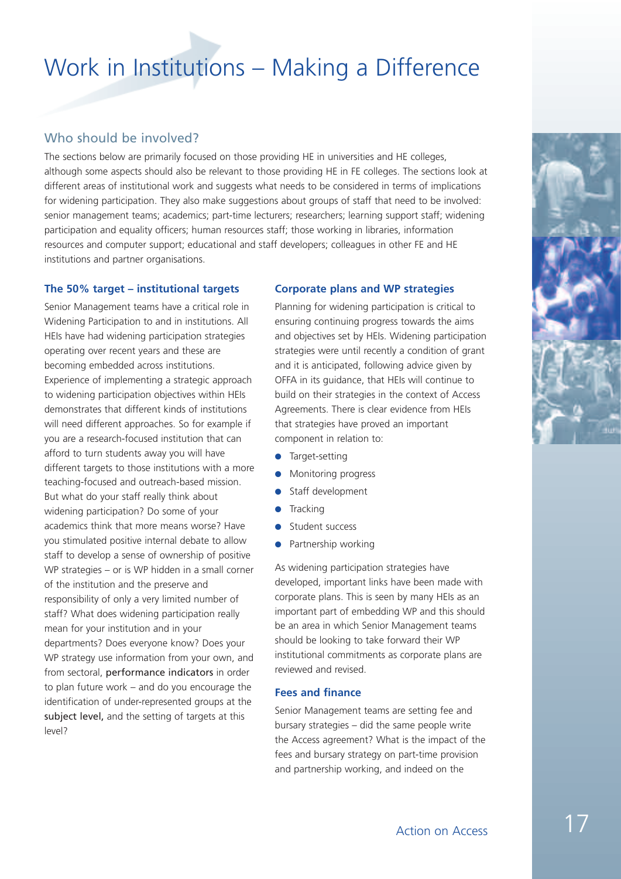# Work in Institutions – Making a Difference

## Who should be involved?

The sections below are primarily focused on those providing HE in universities and HE colleges, although some aspects should also be relevant to those providing HE in FE colleges. The sections look at different areas of institutional work and suggests what needs to be considered in terms of implications for widening participation. They also make suggestions about groups of staff that need to be involved: senior management teams; academics; part-time lecturers; researchers; learning support staff; widening participation and equality officers; human resources staff; those working in libraries, information resources and computer support; educational and staff developers; colleagues in other FE and HE institutions and partner organisations.

### The 50% target – institutional targets

Senior Management teams have a critical role in Widening Participation to and in institutions. All HEIs have had widening participation strategies operating over recent years and these are becoming embedded across institutions. Experience of implementing a strategic approach to widening participation objectives within HEIs demonstrates that different kinds of institutions will need different approaches. So for example if you are a research-focused institution that can afford to turn students away you will have different targets to those institutions with a more teaching-focused and outreach-based mission. But what do your staff really think about widening participation? Do some of your academics think that more means worse? Have you stimulated positive internal debate to allow staff to develop a sense of ownership of positive WP strategies – or is WP hidden in a small corner of the institution and the preserve and responsibility of only a very limited number of staff? What does widening participation really mean for your institution and in your departments? Does everyone know? Does your WP strategy use information from your own, and from sectoral, performance indicators in order to plan future work – and do you encourage the identification of under-represented groups at the subject level, and the setting of targets at this level?

### Corporate plans and WP strategies

Planning for widening participation is critical to ensuring continuing progress towards the aims and objectives set by HEIs. Widening participation strategies were until recently a condition of grant and it is anticipated, following advice given by OFFA in its guidance, that HEIs will continue to build on their strategies in the context of Access Agreements. There is clear evidence from HEIs that strategies have proved an important component in relation to:

- Target-setting
- Monitoring progress
- Staff development
- Tracking
- Student success
- Partnership working

As widening participation strategies have developed, important links have been made with corporate plans. This is seen by many HEIs as an important part of embedding WP and this should be an area in which Senior Management teams should be looking to take forward their WP institutional commitments as corporate plans are reviewed and revised.

### Fees and finance

Senior Management teams are setting fee and bursary strategies – did the same people write the Access agreement? What is the impact of the fees and bursary strategy on part-time provision and partnership working, and indeed on the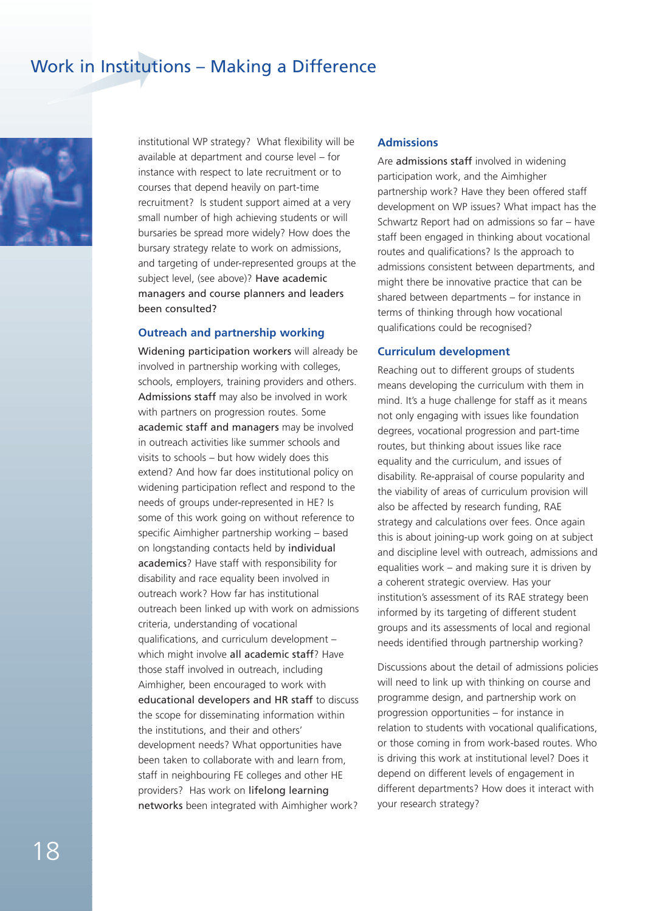institutional WP strategy? What flexibility will be available at department and course level – for instance with respect to late recruitment or to courses that depend heavily on part-time recruitment? Is student support aimed at a very small number of high achieving students or will bursaries be spread more widely? How does the bursary strategy relate to work on admissions, and targeting of under-represented groups at the subject level, (see above)? **Have academic managers and course planners and leaders been consulted?**

### Outreach and partnership working

**Widening participation workers** will already be involved in partnership working with colleges, schools, employers, training providers and others. **Admissions staff** may also be involved in work with partners on progression routes. Some **academic staff and managers** may be involved in outreach activities like summer schools and visits to schools – but how widely does this extend? And how far does institutional policy on widening participation reflect and respond to the needs of groups under-represented in HE? Is some of this work going on without reference to specific Aimhigher partnership working – based on longstanding contacts held by **individual academics**? Have staff with responsibility for disability and race equality been involved in outreach work? How far has institutional outreach been linked up with work on admissions criteria, understanding of vocational qualifications, and curriculum development – which might involve **all academic staff**? Have those staff involved in outreach, including Aimhigher, been encouraged to work with **educational developers and HR staff** to discuss the scope for disseminating information within the institutions, and their and others' development needs? What opportunities have been taken to collaborate with and learn from, staff in neighbouring FE colleges and other HE providers? Has work on **lifelong learning networks** been integrated with Aimhigher work?

### Admissions

Are **admissions staff** involved in widening participation work, and the Aimhigher partnership work? Have they been offered staff development on WP issues? What impact has the Schwartz Report had on admissions so far – have staff been engaged in thinking about vocational routes and qualifications? Is the approach to admissions consistent between departments, and might there be innovative practice that can be shared between departments – for instance in terms of thinking through how vocational qualifications could be recognised?

### Curriculum development

Reaching out to different groups of students means developing the curriculum with them in mind. It's a huge challenge for staff as it means not only engaging with issues like foundation degrees, vocational progression and part-time routes, but thinking about issues like race equality and the curriculum, and issues of disability. Re-appraisal of course popularity and the viability of areas of curriculum provision will also be affected by research funding, RAE strategy and calculations over fees. Once again this is about joining-up work going on at subject and discipline level with outreach, admissions and equalities work – and making sure it is driven by a coherent strategic overview. Has your institution's assessment of its RAE strategy been informed by its targeting of different student groups and its assessments of local and regional needs identified through partnership working?

Discussions about the detail of admissions policies will need to link up with thinking on course and programme design, and partnership work on progression opportunities – for instance in relation to students with vocational qualifications, or those coming in from work-based routes. Who is driving this work at institutional level? Does it depend on different levels of engagement in different departments? How does it interact with your research strategy?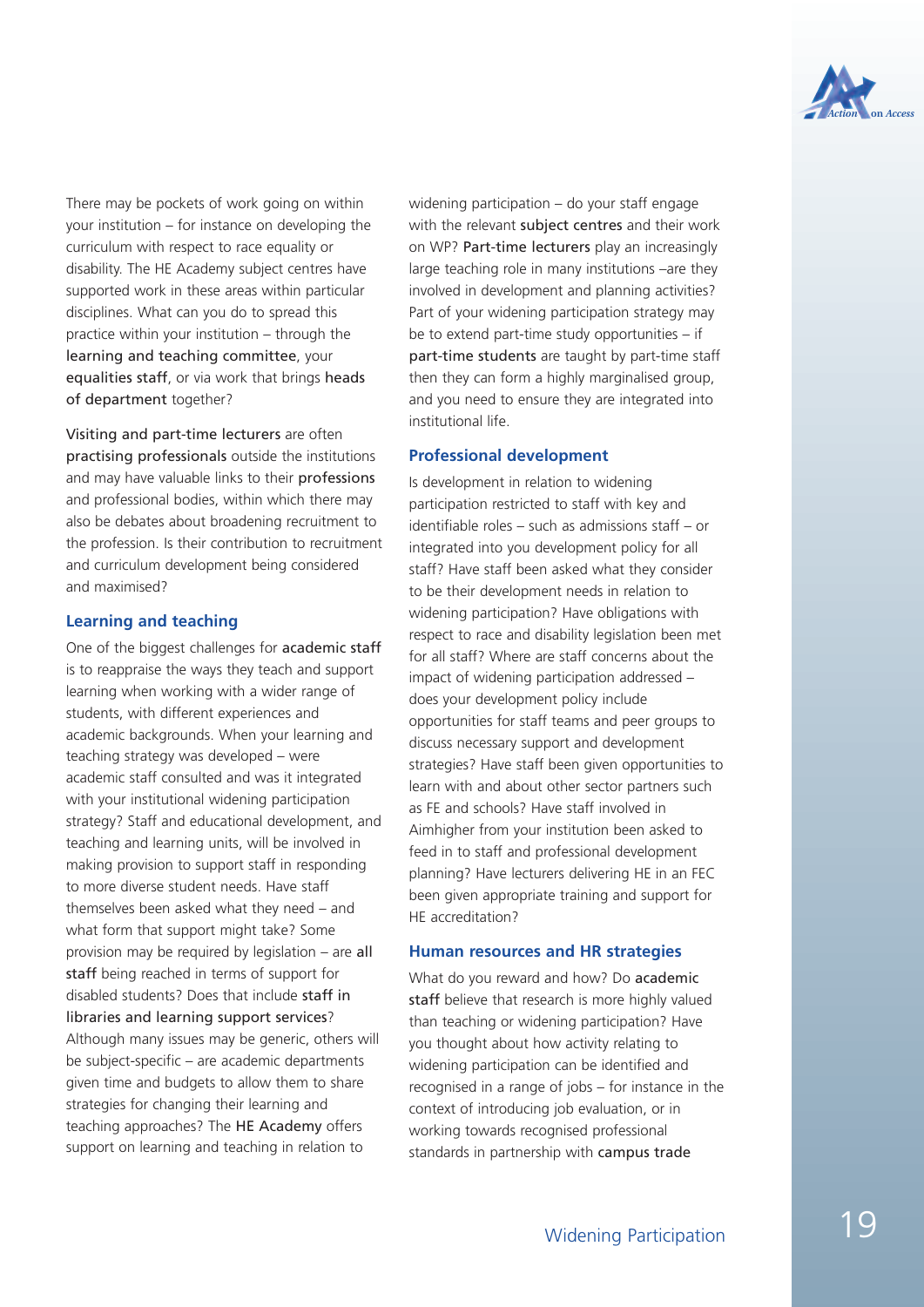There may be pockets of work going on within your institution – for instance on developing the curriculum with respect to race equality or disability. The HE Academy subject centres have supported work in these areas within particular disciplines. What can you do to spread this practice within your institution – through the learning and teaching committee, your equalities staff, or via work that brings heads of department together?

Visiting and part-time lecturers are often practising professionals outside the institutions and may have valuable links to their professions and professional bodies, within which there may also be debates about broadening recruitment to the profession. Is their contribution to recruitment and curriculum development being considered and maximised?

### Learning and teaching

One of the biggest challenges for academic staff is to reappraise the ways they teach and support learning when working with a wider range of students, with different experiences and academic backgrounds. When your learning and teaching strategy was developed – were academic staff consulted and was it integrated with your institutional widening participation strategy? Staff and educational development, and teaching and learning units, will be involved in making provision to support staff in responding to more diverse student needs. Have staff themselves been asked what they need – and what form that support might take? Some provision may be required by legislation – are all staff being reached in terms of support for disabled students? Does that include staff in libraries and learning support services? Although many issues may be generic, others will be subject-specific – are academic departments given time and budgets to allow them to share strategies for changing their learning and teaching approaches? The HE Academy offers support on learning and teaching in relation to widening participation – do your staff engage with the relevant subject centres and their work on WP? Part-time lecturers play an increasingly large teaching role in many institutions –are they involved in development and planning activities? Part of your widening participation strategy may be to extend part-time study opportunities – if part-time students are taught by part-time staff then they can form a highly marginalised group, and you need to ensure they are integrated into institutional life.

### Professional development

Is development in relation to widening participation restricted to staff with key and identifiable roles – such as admissions staff – or integrated into you development policy for all staff? Have staff been asked what they consider to be their development needs in relation to widening participation? Have obligations with respect to race and disability legislation been met for all staff? Where are staff concerns about the impact of widening participation addressed – does your development policy include opportunities for staff teams and peer groups to discuss necessary support and development strategies? Have staff been given opportunities to learn with and about other sector partners such as FE and schools? Have staff involved in Aimhigher from your institution been asked to feed in to staff and professional development planning? Have lecturers delivering HE in an FEC been given appropriate training and support for HE accreditation?

### Human resources and HR strategies

What do you reward and how? Do academic staff believe that research is more highly valued than teaching or widening participation? Have you thought about how activity relating to widening participation can be identified and recognised in a range of jobs – for instance in the context of introducing job evaluation, or in working towards recognised professional standards in partnership with campus trade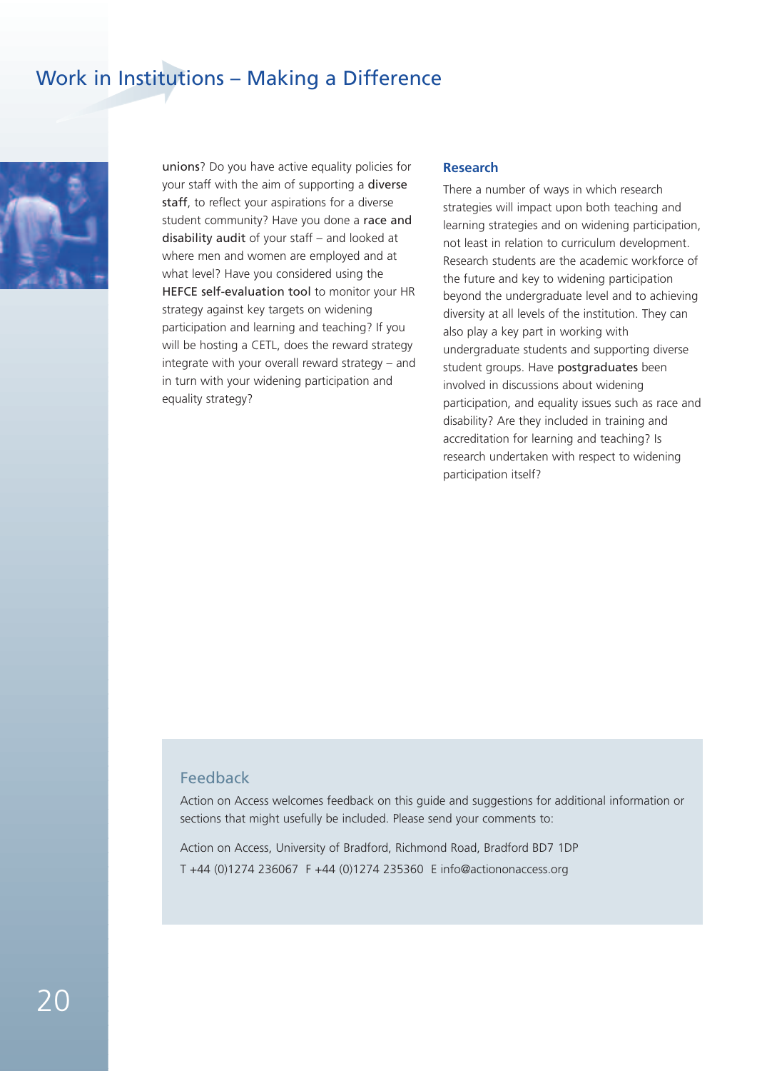**unions**? Do you have active equality policies for your staff with the aim of supporting a **diverse staff**, to reflect your aspirations for a diverse student community? Have you done a **race and disability audit** of your staff – and looked at where men and women are employed and at what level? Have you considered using the **HEFCE self-evaluation tool** to monitor your HR strategy against key targets on widening participation and learning and teaching? If you will be hosting a CETL, does the reward strategy integrate with your overall reward strategy – and in turn with your widening participation and equality strategy?

### Research

There a number of ways in which research strategies will impact upon both teaching and learning strategies and on widening participation, not least in relation to curriculum development. Research students are the academic workforce of the future and key to widening participation beyond the undergraduate level and to achieving diversity at all levels of the institution. They can also play a key part in working with undergraduate students and supporting diverse student groups. Have **postgraduates** been involved in discussions about widening participation, and equality issues such as race and disability? Are they included in training and accreditation for learning and teaching? Is research undertaken with respect to widening participation itself?

## Feedback

Action on Access welcomes feedback on this guide and suggestions for additional information or sections that might usefully be included. Please send your comments to:

Action on Access, University of Bradford, Richmond Road, Bradford BD7 1DP
T +44 (0)1274 236067 F +44 (0)1274 235360 E info@actiononaccess.org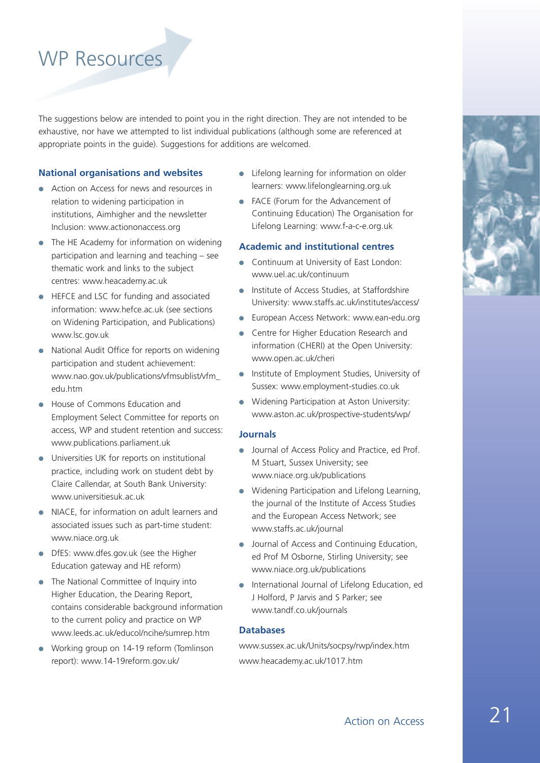# WP Resources

The suggestions below are intended to point you in the right direction. They are not intended to be exhaustive, nor have we attempted to list individual publications (although some are referenced at appropriate points in the guide). Suggestions for additions are welcomed.

### National organisations and websites

- Action on Access for news and resources in relation to widening participation in institutions, Aimhigher and the newsletter Inclusion: www.actiononaccess.org
- The HE Academy for information on widening participation and learning and teaching – see thematic work and links to the subject centres: www.heacademy.ac.uk
- HEFCE and LSC for funding and associated information: www.hefce.ac.uk (see sections on Widening Participation, and Publications) www.lsc.gov.uk
- National Audit Office for reports on widening participation and student achievement: www.nao.gov.uk/publications/vfmsublist/vfm_edu.htm
- House of Commons Education and Employment Select Committee for reports on access, WP and student retention and success: www.publications.parliament.uk
- Universities UK for reports on institutional practice, including work on student debt by Claire Callendar, at South Bank University: www.universitiesuk.ac.uk
- NIACE, for information on adult learners and associated issues such as part-time student: www.niace.org.uk
- DfES: www.dfes.gov.uk (see the Higher Education gateway and HE reform)
- The National Committee of Inquiry into Higher Education, the Dearing Report, contains considerable background information to the current policy and practice on WP www.leeds.ac.uk/educol/ncihe/sumrep.htm
- Working group on 14-19 reform (Tomlinson report): www.14-19reform.gov.uk/
- Lifelong learning for information on older learners: www.lifelonglearning.org.uk
- FACE (Forum for the Advancement of Continuing Education) The Organisation for Lifelong Learning: www.f-a-c-e.org.uk

### Academic and institutional centres

- Continuum at University of East London: www.uel.ac.uk/continuum
- Institute of Access Studies, at Staffordshire University: www.staffs.ac.uk/institutes/access/
- European Access Network: www.ean-edu.org
- Centre for Higher Education Research and information (CHERI) at the Open University: www.open.ac.uk/cheri
- Institute of Employment Studies, University of Sussex: www.employment-studies.co.uk
- Widening Participation at Aston University: www.aston.ac.uk/prospective-students/wp/

### Journals

- Journal of Access Policy and Practice, ed Prof. M Stuart, Sussex University; see www.niace.org.uk/publications
- Widening Participation and Lifelong Learning, the journal of the Institute of Access Studies and the European Access Network; see www.staffs.ac.uk/journal
- Journal of Access and Continuing Education, ed Prof M Osborne, Stirling University; see www.niace.org.uk/publications
- International Journal of Lifelong Education, ed J Holford, P Jarvis and S Parker; see www.tandf.co.uk/journals

### Databases

www.sussex.ac.uk/Units/socpsy/rwp/index.htm

www.heacademy.ac.uk/1017.htm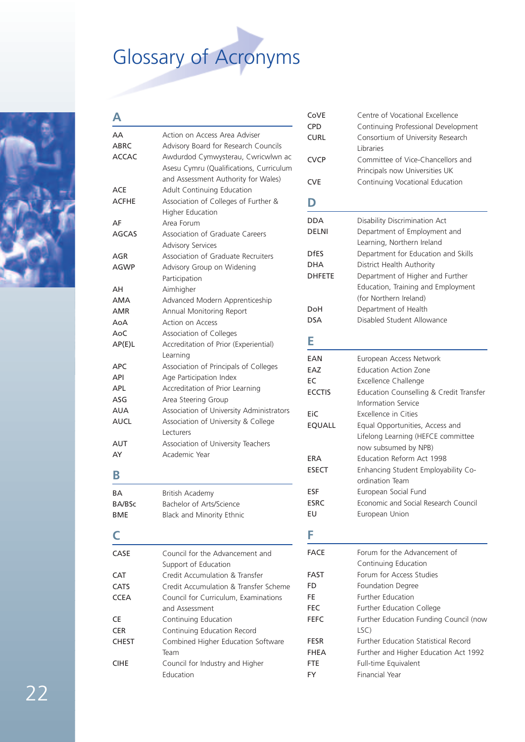# Glossary of Acronyms

## A

| | |
|---|---|
| AA | Action on Access Area Adviser |
| ABRC | Advisory Board for Research Councils |
| ACCAC | Awdurdod Cymwysterau, Cwricwlwn ac Asesu Cymru (Qualifications, Curriculum and Assessment Authority for Wales) |
| ACE | Adult Continuing Education |
| ACFHE | Association of Colleges of Further & Higher Education |
| AF | Area Forum |
| AGCAS | Association of Graduate Careers Advisory Services |
| AGR | Association of Graduate Recruiters |
| AGWP | Advisory Group on Widening Participation |
| AH | Aimhigher |
| AMA | Advanced Modern Apprenticeship |
| AMR | Annual Monitoring Report |
| AoA | Action on Access |
| AoC | Association of Colleges |
| AP(E)L | Accreditation of Prior (Experiential) Learning |
| APC | Association of Principals of Colleges |
| API | Age Participation Index |
| APL | Accreditation of Prior Learning |
| ASG | Area Steering Group |
| AUA | Association of University Administrators |
| AUCL | Association of University & College Lecturers |
| AUT | Association of University Teachers |
| AY | Academic Year |

## B

| | |
|---|---|
| BA | British Academy |
| BA/BSc | Bachelor of Arts/Science |
| BME | Black and Minority Ethnic |

## C

| | |
|---|---|
| CASE | Council for the Advancement and Support of Education |
| CAT | Credit Accumulation & Transfer |
| CATS | Credit Accumulation & Transfer Scheme |
| CCEA | Council for Curriculum, Examinations and Assessment |
| CE | Continuing Education |
| CER | Continuing Education Record |
| CHEST | Combined Higher Education Software Team |
| CIHE | Council for Industry and Higher Education |
| CoVE | Centre of Vocational Excellence |
| CPD | Continuing Professional Development |
| CURL | Consortium of University Research Libraries |
| CVCP | Committee of Vice-Chancellors and Principals now Universities UK |
| CVE | Continuing Vocational Education |

## D

| | |
|---|---|
| DDA | Disability Discrimination Act |
| DELNI | Department of Employment and Learning, Northern Ireland |
| DfES | Department for Education and Skills |
| DHA | District Health Authority |
| DHFETE | Department of Higher and Further Education, Training and Employment (for Northern Ireland) |
| DoH | Department of Health |
| DSA | Disabled Student Allowance |

## E

| | |
|---|---|
| EAN | European Access Network |
| EAZ | Education Action Zone |
| EC | Excellence Challenge |
| ECCTIS | Education Counselling & Credit Transfer Information Service |
| EiC | Excellence in Cities |
| EQUALL | Equal Opportunities, Access and Lifelong Learning (HEFCE committee now subsumed by NPB) |
| ERA | Education Reform Act 1998 |
| ESECT | Enhancing Student Employability Co-ordination Team |
| ESF | European Social Fund |
| ESRC | Economic and Social Research Council |
| EU | European Union |

## F

| | |
|---|---|
| FACE | Forum for the Advancement of Continuing Education |
| FAST | Forum for Access Studies |
| FD | Foundation Degree |
| FE | Further Education |
| FEC | Further Education College |
| FEFC | Further Education Funding Council (now LSC) |
| FESR | Further Education Statistical Record |
| FHEA | Further and Higher Education Act 1992 |
| FTE | Full-time Equivalent |
| FY | Financial Year |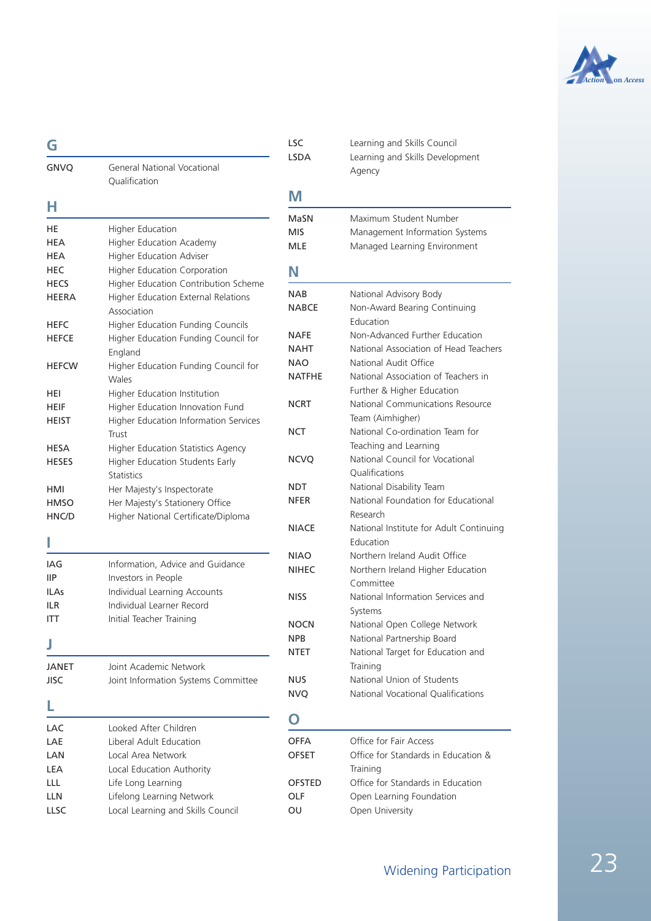## G

| | |
|---|---|
| GNVQ | General National Vocational Qualification |

## H

| | |
|---|---|
| HE | Higher Education |
| HEA | Higher Education Academy |
| HEA | Higher Education Adviser |
| HEC | Higher Education Corporation |
| HECS | Higher Education Contribution Scheme |
| HEERA | Higher Education External Relations Association |
| HEFC | Higher Education Funding Councils |
| HEFCE | Higher Education Funding Council for England |
| HEFCW | Higher Education Funding Council for Wales |
| HEI | Higher Education Institution |
| HEIF | Higher Education Innovation Fund |
| HEIST | Higher Education Information Services Trust |
| HESA | Higher Education Statistics Agency |
| HESES | Higher Education Students Early Statistics |
| HMI | Her Majesty's Inspectorate |
| HMSO | Her Majesty's Stationery Office |
| HNC/D | Higher National Certificate/Diploma |

## I

| | |
|---|---|
| IAG | Information, Advice and Guidance |
| IIP | Investors in People |
| ILAs | Individual Learning Accounts |
| ILR | Individual Learner Record |
| ITT | Initial Teacher Training |

## J

| | |
|---|---|
| JANET | Joint Academic Network |
| JISC | Joint Information Systems Committee |

## L

| | |
|---|---|
| LAC | Looked After Children |
| LAE | Liberal Adult Education |
| LAN | Local Area Network |
| LEA | Local Education Authority |
| LLL | Life Long Learning |
| LLN | Lifelong Learning Network |
| LLSC | Local Learning and Skills Council |
| LSC | Learning and Skills Council |
| LSDA | Learning and Skills Development Agency |

## M

| | |
|---|---|
| MaSN | Maximum Student Number |
| MIS | Management Information Systems |
| MLE | Managed Learning Environment |

## N

| | |
|---|---|
| NAB | National Advisory Body |
| NABCE | Non-Award Bearing Continuing Education |
| NAFE | Non-Advanced Further Education |
| NAHT | National Association of Head Teachers |
| NAO | National Audit Office |
| NATFHE | National Association of Teachers in Further & Higher Education |
| NCRT | National Communications Resource Team (Aimhigher) |
| NCT | National Co-ordination Team for Teaching and Learning |
| NCVQ | National Council for Vocational Qualifications |
| NDT | National Disability Team |
| NFER | National Foundation for Educational Research |
| NIACE | National Institute for Adult Continuing Education |
| NIAO | Northern Ireland Audit Office |
| NIHEC | Northern Ireland Higher Education Committee |
| NISS | National Information Services and Systems |
| NOCN | National Open College Network |
| NPB | National Partnership Board |
| NTET | National Target for Education and Training |
| NUS | National Union of Students |
| NVQ | National Vocational Qualifications |

## O

| | |
|---|---|
| OFFA | Office for Fair Access |
| OFSET | Office for Standards in Education & Training |
| OFSTED | Office for Standards in Education |
| OLF | Open Learning Foundation |
| OU | Open University |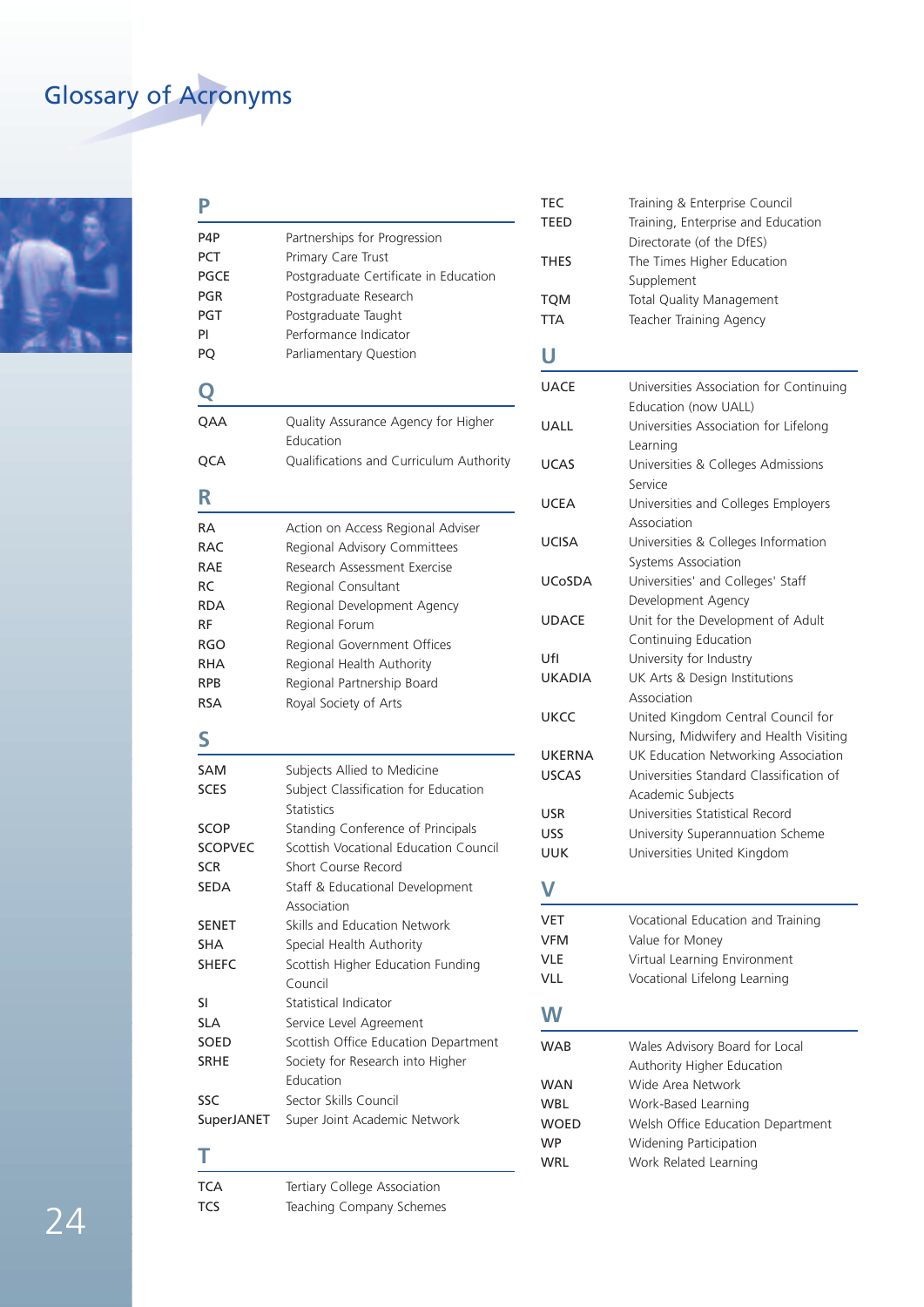# Glossary of Acronyms

## P

| | |
|---|---|
| P4P | Partnerships for Progression |
| PCT | Primary Care Trust |
| PGCE | Postgraduate Certificate in Education |
| PGR | Postgraduate Research |
| PGT | Postgraduate Taught |
| PI | Performance Indicator |
| PQ | Parliamentary Question |

## Q

| | |
|---|---|
| QAA | Quality Assurance Agency for Higher Education |
| QCA | Qualifications and Curriculum Authority |

## R

| | |
|---|---|
| RA | Action on Access Regional Adviser |
| RAC | Regional Advisory Committees |
| RAE | Research Assessment Exercise |
| RC | Regional Consultant |
| RDA | Regional Development Agency |
| RF | Regional Forum |
| RGO | Regional Government Offices |
| RHA | Regional Health Authority |
| RPB | Regional Partnership Board |
| RSA | Royal Society of Arts |

## S

| | |
|---|---|
| SAM | Subjects Allied to Medicine |
| SCES | Subject Classification for Education Statistics |
| SCOP | Standing Conference of Principals |
| SCOPVEC | Scottish Vocational Education Council |
| SCR | Short Course Record |
| SEDA | Staff & Educational Development Association |
| SENET | Skills and Education Network |
| SHA | Special Health Authority |
| SHEFC | Scottish Higher Education Funding Council |
| SI | Statistical Indicator |
| SLA | Service Level Agreement |
| SOED | Scottish Office Education Department |
| SRHE | Society for Research into Higher Education |
| SSC | Sector Skills Council |
| SuperJANET | Super Joint Academic Network |

## T

| | |
|---|---|
| TCA | Tertiary College Association |
| TCS | Teaching Company Schemes |
| TEC | Training & Enterprise Council |
| TEED | Training, Enterprise and Education Directorate (of the DfES) |
| THES | The Times Higher Education Supplement |
| TQM | Total Quality Management |
| TTA | Teacher Training Agency |

## U

| | |
|---|---|
| UACE | Universities Association for Continuing Education (now UALL) |
| UALL | Universities Association for Lifelong Learning |
| UCAS | Universities & Colleges Admissions Service |
| UCEA | Universities and Colleges Employers Association |
| UCISA | Universities & Colleges Information Systems Association |
| UCoSDA | Universities' and Colleges' Staff Development Agency |
| UDACE | Unit for the Development of Adult Continuing Education |
| UfI | University for Industry |
| UKADIA | UK Arts & Design Institutions Association |
| UKCC | United Kingdom Central Council for Nursing, Midwifery and Health Visiting |
| UKERNA | UK Education Networking Association |
| USCAS | Universities Standard Classification of Academic Subjects |
| USR | Universities Statistical Record |
| USS | University Superannuation Scheme |
| UUK | Universities United Kingdom |

## V

| | |
|---|---|
| VET | Vocational Education and Training |
| VFM | Value for Money |
| VLE | Virtual Learning Environment |
| VLL | Vocational Lifelong Learning |

## W

| | |
|---|---|
| WAB | Wales Advisory Board for Local Authority Higher Education |
| WAN | Wide Area Network |
| WBL | Work-Based Learning |
| WOED | Welsh Office Education Department |
| WP | Widening Participation |
| WRL | Work Related Learning |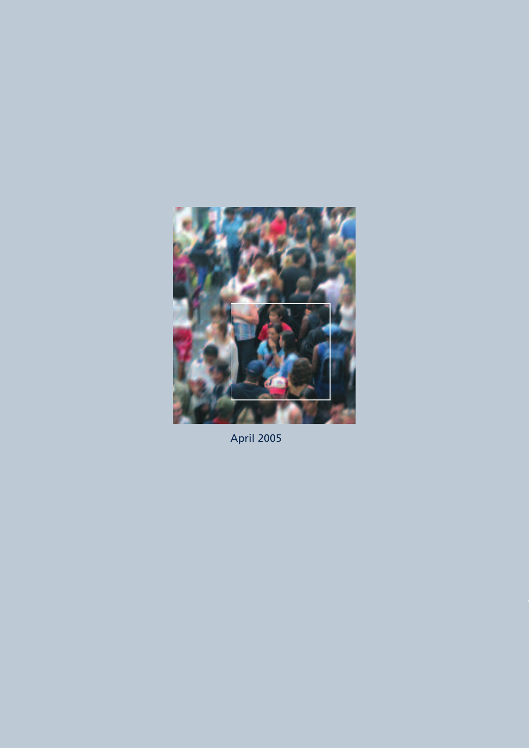April 2005